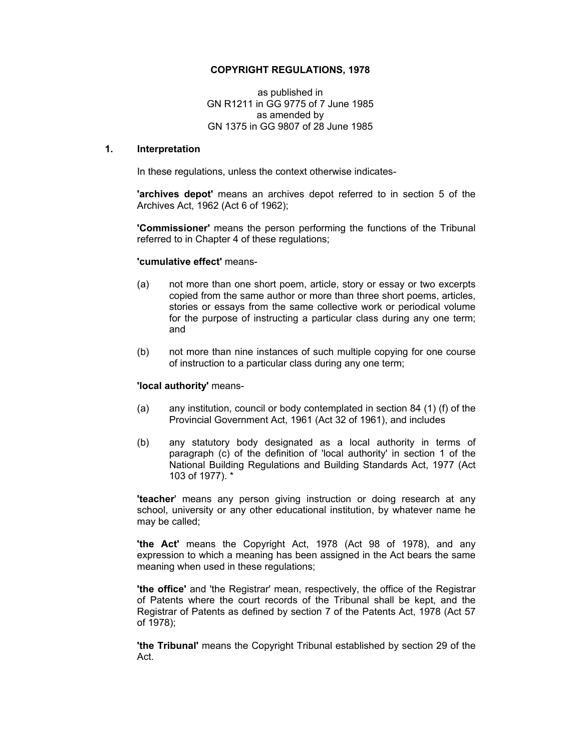# COPYRIGHT REGULATIONS, 1978

as published in  
GN R1211 in GG 9775 of 7 June 1985  
as amended by  
GN 1375 in GG 9807 of 28 June 1985

## 1. Interpretation

In these regulations, unless the context otherwise indicates-

**'archives depot'** means an archives depot referred to in section 5 of the Archives Act, 1962 (Act 6 of 1962);

**'Commissioner'** means the person performing the functions of the Tribunal referred to in Chapter 4 of these regulations;

**'cumulative effect'** means-

(a) not more than one short poem, article, story or essay or two excerpts copied from the same author or more than three short poems, articles, stories or essays from the same collective work or periodical volume for the purpose of instructing a particular class during any one term; and

(b) not more than nine instances of such multiple copying for one course of instruction to a particular class during any one term;

**'local authority'** means-

(a) any institution, council or body contemplated in section 84 (1) (f) of the Provincial Government Act, 1961 (Act 32 of 1961), and includes

(b) any statutory body designated as a local authority in terms of paragraph (c) of the definition of 'local authority' in section 1 of the National Building Regulations and Building Standards Act, 1977 (Act 103 of 1977). *

**'teacher'** means any person giving instruction or doing research at any school, university or any other educational institution, by whatever name he may be called;

**'the Act'** means the Copyright Act, 1978 (Act 98 of 1978), and any expression to which a meaning has been assigned in the Act bears the same meaning when used in these regulations;

**'the office'** and 'the Registrar' mean, respectively, the office of the Registrar of Patents where the court records of the Tribunal shall be kept, and the Registrar of Patents as defined by section 7 of the Patents Act, 1978 (Act 57 of 1978);

**'the Tribunal'** means the Copyright Tribunal established by section 29 of the Act.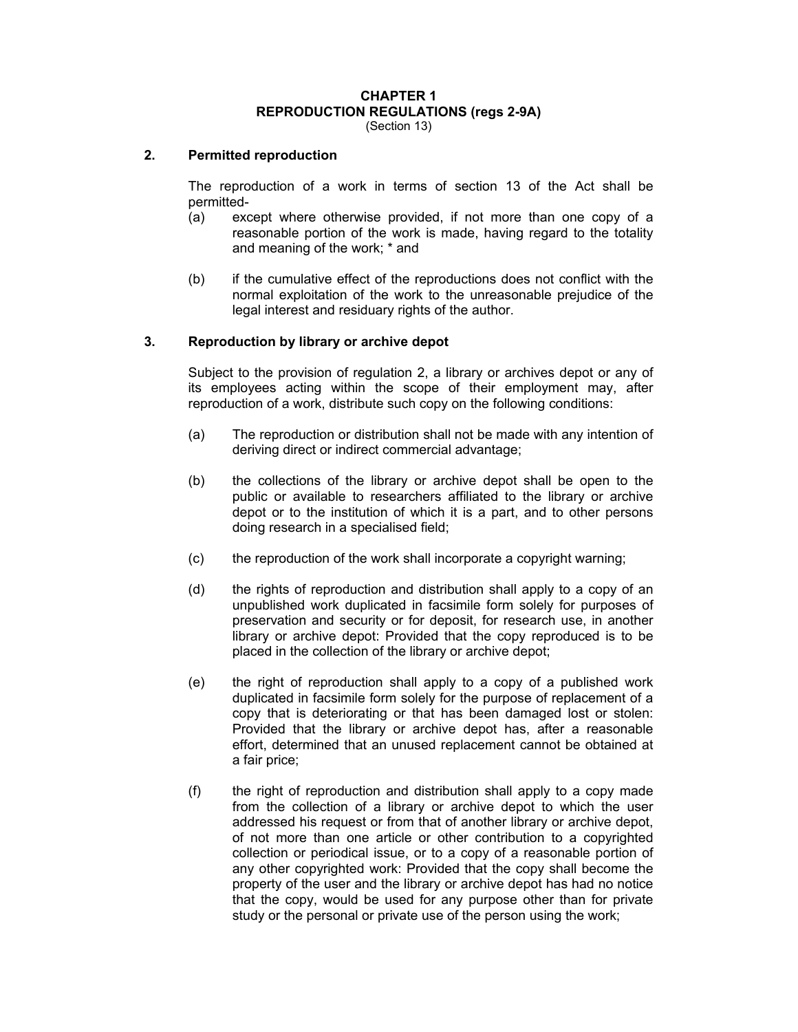# CHAPTER 1
## REPRODUCTION REGULATIONS (regs 2-9A)
(Section 13)

### 2. Permitted reproduction

The reproduction of a work in terms of section 13 of the Act shall be permitted-

(a) except where otherwise provided, if not more than one copy of a reasonable portion of the work is made, having regard to the totality and meaning of the work; * and

(b) if the cumulative effect of the reproductions does not conflict with the normal exploitation of the work to the unreasonable prejudice of the legal interest and residuary rights of the author.

### 3. Reproduction by library or archive depot

Subject to the provision of regulation 2, a library or archives depot or any of its employees acting within the scope of their employment may, after reproduction of a work, distribute such copy on the following conditions:

(a) The reproduction or distribution shall not be made with any intention of deriving direct or indirect commercial advantage;

(b) the collections of the library or archive depot shall be open to the public or available to researchers affiliated to the library or archive depot or to the institution of which it is a part, and to other persons doing research in a specialised field;

(c) the reproduction of the work shall incorporate a copyright warning;

(d) the rights of reproduction and distribution shall apply to a copy of an unpublished work duplicated in facsimile form solely for purposes of preservation and security or for deposit, for research use, in another library or archive depot: Provided that the copy reproduced is to be placed in the collection of the library or archive depot;

(e) the right of reproduction shall apply to a copy of a published work duplicated in facsimile form solely for the purpose of replacement of a copy that is deteriorating or that has been damaged lost or stolen: Provided that the library or archive depot has, after a reasonable effort, determined that an unused replacement cannot be obtained at a fair price;

(f) the right of reproduction and distribution shall apply to a copy made from the collection of a library or archive depot to which the user addressed his request or from that of another library or archive depot, of not more than one article or other contribution to a copyrighted collection or periodical issue, or to a copy of a reasonable portion of any other copyrighted work: Provided that the copy shall become the property of the user and the library or archive depot has had no notice that the copy, would be used for any purpose other than for private study or the personal or private use of the person using the work;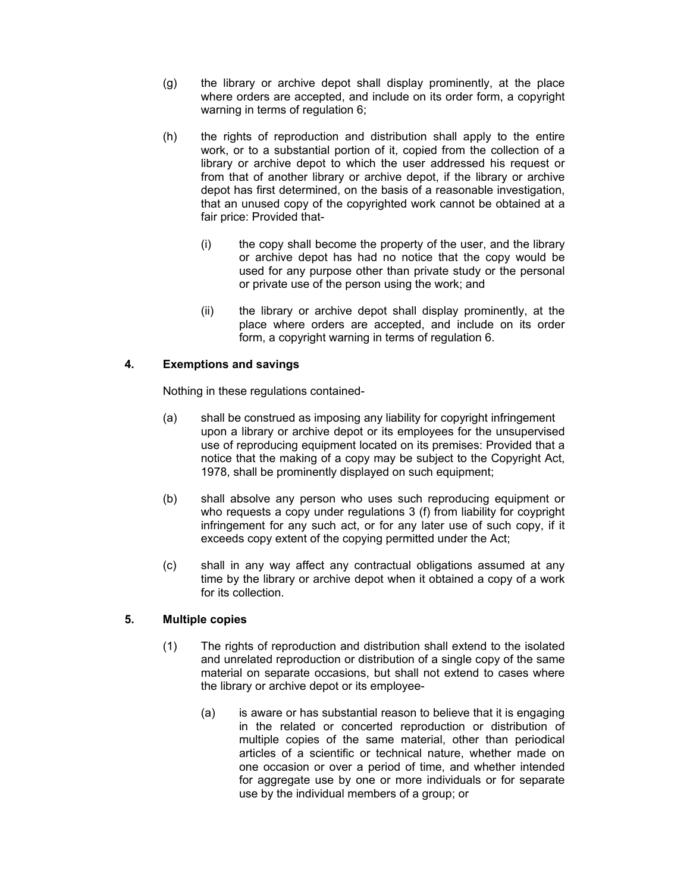(g) the library or archive depot shall display prominently, at the place where orders are accepted, and include on its order form, a copyright warning in terms of regulation 6;

(h) the rights of reproduction and distribution shall apply to the entire work, or to a substantial portion of it, copied from the collection of a library or archive depot to which the user addressed his request or from that of another library or archive depot, if the library or archive depot has first determined, on the basis of a reasonable investigation, that an unused copy of the copyrighted work cannot be obtained at a fair price: Provided that-

   (i) the copy shall become the property of the user, and the library or archive depot has had no notice that the copy would be used for any purpose other than private study or the personal or private use of the person using the work; and

   (ii) the library or archive depot shall display prominently, at the place where orders are accepted, and include on its order form, a copyright warning in terms of regulation 6.

## 4. Exemptions and savings

Nothing in these regulations contained-

(a) shall be construed as imposing any liability for copyright infringement upon a library or archive depot or its employees for the unsupervised use of reproducing equipment located on its premises: Provided that a notice that the making of a copy may be subject to the Copyright Act, 1978, shall be prominently displayed on such equipment;

(b) shall absolve any person who uses such reproducing equipment or who requests a copy under regulations 3 (f) from liability for coypright infringement for any such act, or for any later use of such copy, if it exceeds copy extent of the copying permitted under the Act;

(c) shall in any way affect any contractual obligations assumed at any time by the library or archive depot when it obtained a copy of a work for its collection.

## 5. Multiple copies

(1) The rights of reproduction and distribution shall extend to the isolated and unrelated reproduction or distribution of a single copy of the same material on separate occasions, but shall not extend to cases where the library or archive depot or its employee-

   (a) is aware or has substantial reason to believe that it is engaging in the related or concerted reproduction or distribution of multiple copies of the same material, other than periodical articles of a scientific or technical nature, whether made on one occasion or over a period of time, and whether intended for aggregate use by one or more individuals or for separate use by the individual members of a group; or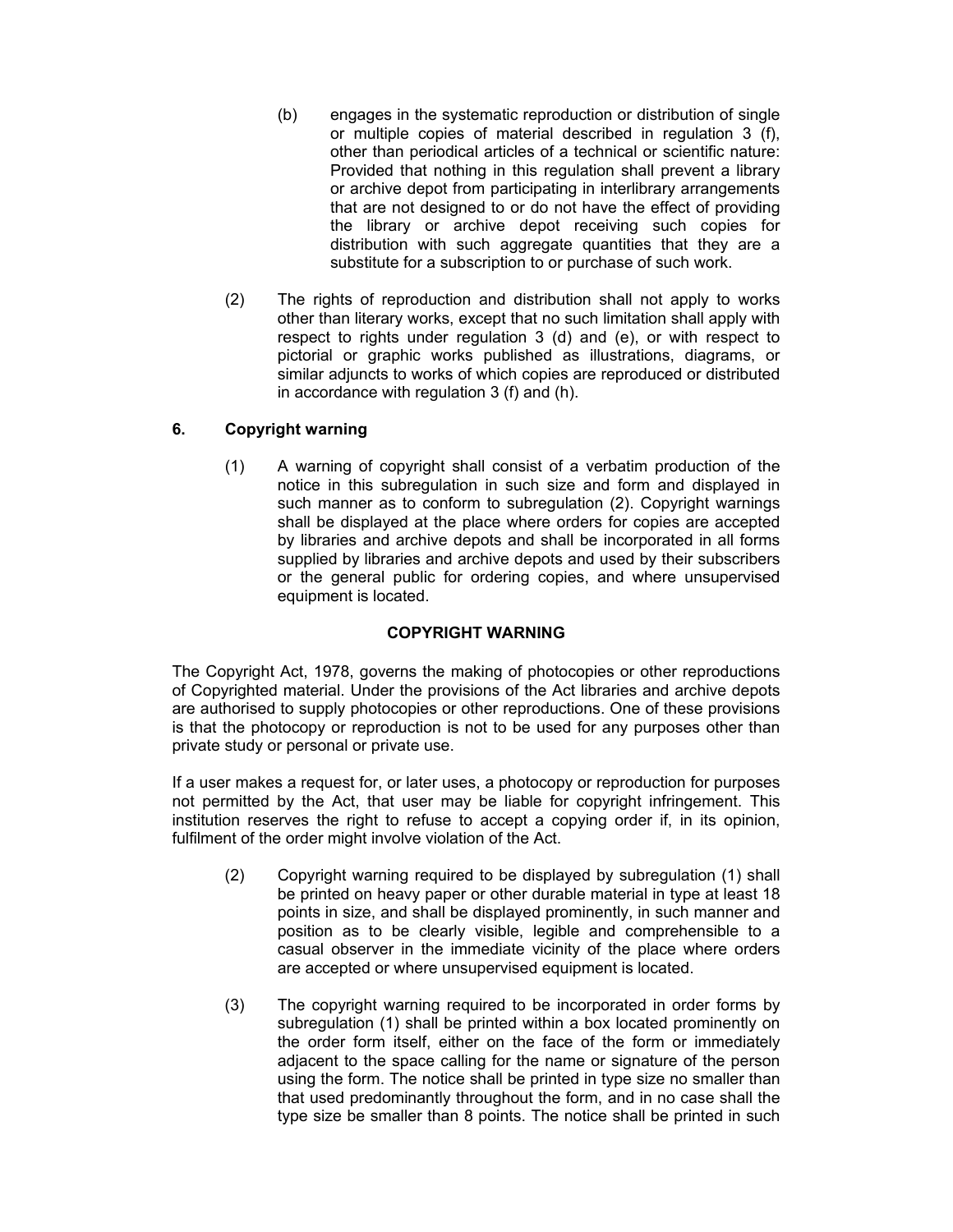(b) engages in the systematic reproduction or distribution of single or multiple copies of material described in regulation 3 (f), other than periodical articles of a technical or scientific nature: Provided that nothing in this regulation shall prevent a library or archive depot from participating in interlibrary arrangements that are not designed to or do not have the effect of providing the library or archive depot receiving such copies for distribution with such aggregate quantities that they are a substitute for a subscription to or purchase of such work.

(2) The rights of reproduction and distribution shall not apply to works other than literary works, except that no such limitation shall apply with respect to rights under regulation 3 (d) and (e), or with respect to pictorial or graphic works published as illustrations, diagrams, or similar adjuncts to works of which copies are reproduced or distributed in accordance with regulation 3 (f) and (h).

### 6. Copyright warning

(1) A warning of copyright shall consist of a verbatim production of the notice in this subregulation in such size and form and displayed in such manner as to conform to subregulation (2). Copyright warnings shall be displayed at the place where orders for copies are accepted by libraries and archive depots and shall be incorporated in all forms supplied by libraries and archive depots and used by their subscribers or the general public for ordering copies, and where unsupervised equipment is located.

**COPYRIGHT WARNING**

The Copyright Act, 1978, governs the making of photocopies or other reproductions of Copyrighted material. Under the provisions of the Act libraries and archive depots are authorised to supply photocopies or other reproductions. One of these provisions is that the photocopy or reproduction is not to be used for any purposes other than private study or personal or private use.

If a user makes a request for, or later uses, a photocopy or reproduction for purposes not permitted by the Act, that user may be liable for copyright infringement. This institution reserves the right to refuse to accept a copying order if, in its opinion, fulfilment of the order might involve violation of the Act.

(2) Copyright warning required to be displayed by subregulation (1) shall be printed on heavy paper or other durable material in type at least 18 points in size, and shall be displayed prominently, in such manner and position as to be clearly visible, legible and comprehensible to a casual observer in the immediate vicinity of the place where orders are accepted or where unsupervised equipment is located.

(3) The copyright warning required to be incorporated in order forms by subregulation (1) shall be printed within a box located prominently on the order form itself, either on the face of the form or immediately adjacent to the space calling for the name or signature of the person using the form. The notice shall be printed in type size no smaller than that used predominantly throughout the form, and in no case shall the type size be smaller than 8 points. The notice shall be printed in such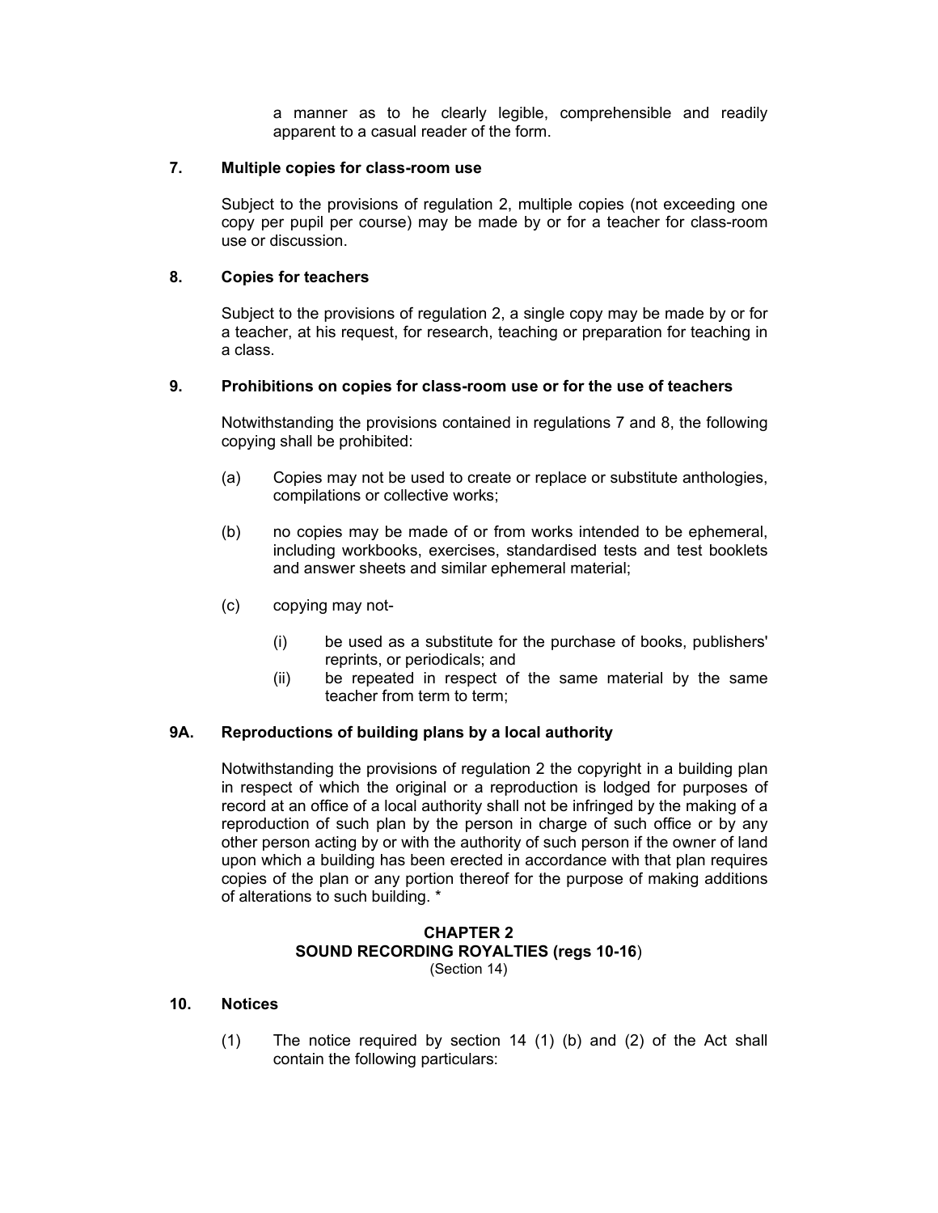a manner as to he clearly legible, comprehensible and readily apparent to a casual reader of the form.

### 7. Multiple copies for class-room use

Subject to the provisions of regulation 2, multiple copies (not exceeding one copy per pupil per course) may be made by or for a teacher for class-room use or discussion.

### 8. Copies for teachers

Subject to the provisions of regulation 2, a single copy may be made by or for a teacher, at his request, for research, teaching or preparation for teaching in a class.

### 9. Prohibitions on copies for class-room use or for the use of teachers

Notwithstanding the provisions contained in regulations 7 and 8, the following copying shall be prohibited:

(a) Copies may not be used to create or replace or substitute anthologies, compilations or collective works;

(b) no copies may be made of or from works intended to be ephemeral, including workbooks, exercises, standardised tests and test booklets and answer sheets and similar ephemeral material;

(c) copying may not-

   (i) be used as a substitute for the purchase of books, publishers' reprints, or periodicals; and
   
   (ii) be repeated in respect of the same material by the same teacher from term to term;

### 9A. Reproductions of building plans by a local authority

Notwithstanding the provisions of regulation 2 the copyright in a building plan in respect of which the original or a reproduction is lodged for purposes of record at an office of a local authority shall not be infringed by the making of a reproduction of such plan by the person in charge of such office or by any other person acting by or with the authority of such person if the owner of land upon which a building has been erected in accordance with that plan requires copies of the plan or any portion thereof for the purpose of making additions of alterations to such building. *

## CHAPTER 2
## SOUND RECORDING ROYALTIES (regs 10-16)
(Section 14)

### 10. Notices

(1) The notice required by section 14 (1) (b) and (2) of the Act shall contain the following particulars: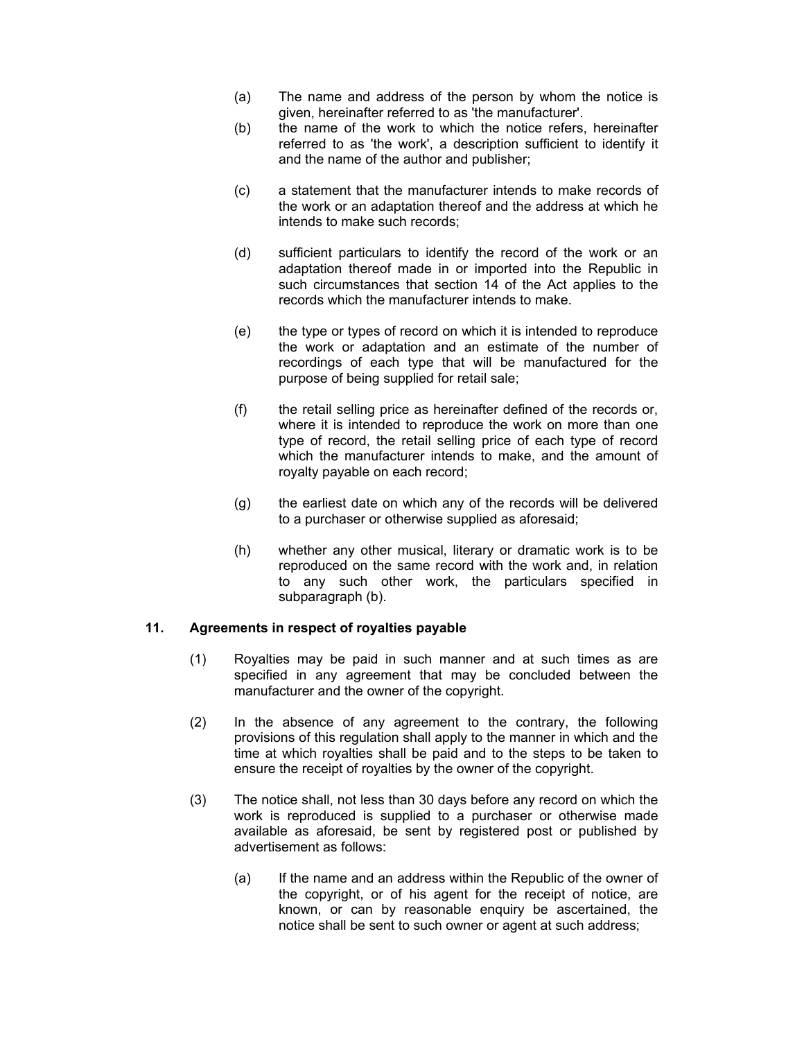(a) The name and address of the person by whom the notice is given, hereinafter referred to as 'the manufacturer'.

(b) the name of the work to which the notice refers, hereinafter referred to as 'the work', a description sufficient to identify it and the name of the author and publisher;

(c) a statement that the manufacturer intends to make records of the work or an adaptation thereof and the address at which he intends to make such records;

(d) sufficient particulars to identify the record of the work or an adaptation thereof made in or imported into the Republic in such circumstances that section 14 of the Act applies to the records which the manufacturer intends to make.

(e) the type or types of record on which it is intended to reproduce the work or adaptation and an estimate of the number of recordings of each type that will be manufactured for the purpose of being supplied for retail sale;

(f) the retail selling price as hereinafter defined of the records or, where it is intended to reproduce the work on more than one type of record, the retail selling price of each type of record which the manufacturer intends to make, and the amount of royalty payable on each record;

(g) the earliest date on which any of the records will be delivered to a purchaser or otherwise supplied as aforesaid;

(h) whether any other musical, literary or dramatic work is to be reproduced on the same record with the work and, in relation to any such other work, the particulars specified in subparagraph (b).

## 11. Agreements in respect of royalties payable

(1) Royalties may be paid in such manner and at such times as are specified in any agreement that may be concluded between the manufacturer and the owner of the copyright.

(2) In the absence of any agreement to the contrary, the following provisions of this regulation shall apply to the manner in which and the time at which royalties shall be paid and to the steps to be taken to ensure the receipt of royalties by the owner of the copyright.

(3) The notice shall, not less than 30 days before any record on which the work is reproduced is supplied to a purchaser or otherwise made available as aforesaid, be sent by registered post or published by advertisement as follows:

(a) If the name and an address within the Republic of the owner of the copyright, or of his agent for the receipt of notice, are known, or can by reasonable enquiry be ascertained, the notice shall be sent to such owner or agent at such address;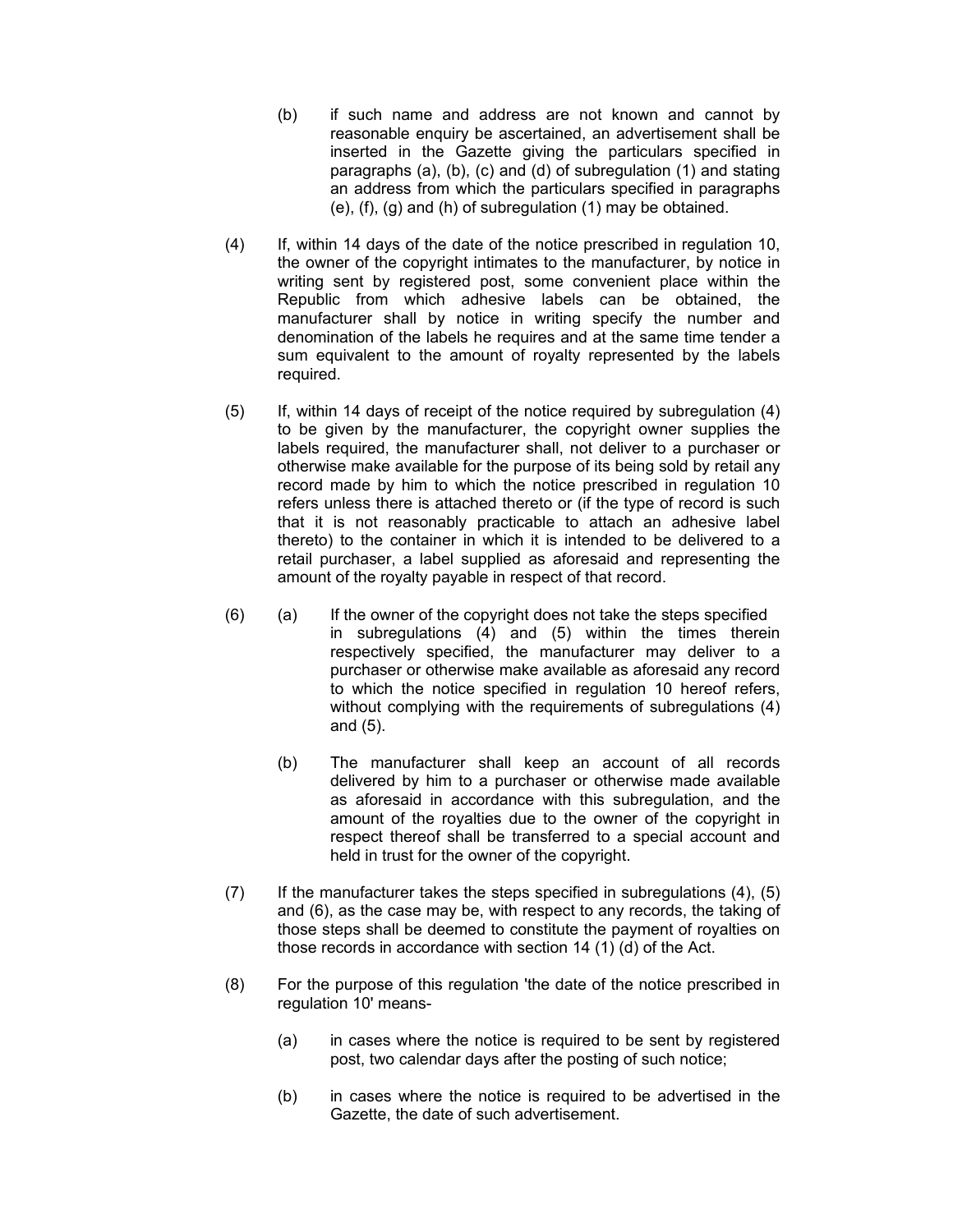(b) if such name and address are not known and cannot by reasonable enquiry be ascertained, an advertisement shall be inserted in the Gazette giving the particulars specified in paragraphs (a), (b), (c) and (d) of subregulation (1) and stating an address from which the particulars specified in paragraphs (e), (f), (g) and (h) of subregulation (1) may be obtained.

(4) If, within 14 days of the date of the notice prescribed in regulation 10, the owner of the copyright intimates to the manufacturer, by notice in writing sent by registered post, some convenient place within the Republic from which adhesive labels can be obtained, the manufacturer shall by notice in writing specify the number and denomination of the labels he requires and at the same time tender a sum equivalent to the amount of royalty represented by the labels required.

(5) If, within 14 days of receipt of the notice required by subregulation (4) to be given by the manufacturer, the copyright owner supplies the labels required, the manufacturer shall, not deliver to a purchaser or otherwise make available for the purpose of its being sold by retail any record made by him to which the notice prescribed in regulation 10 refers unless there is attached thereto or (if the type of record is such that it is not reasonably practicable to attach an adhesive label thereto) to the container in which it is intended to be delivered to a retail purchaser, a label supplied as aforesaid and representing the amount of the royalty payable in respect of that record.

(6) (a) If the owner of the copyright does not take the steps specified in subregulations (4) and (5) within the times therein respectively specified, the manufacturer may deliver to a purchaser or otherwise make available as aforesaid any record to which the notice specified in regulation 10 hereof refers, without complying with the requirements of subregulations (4) and (5).

(b) The manufacturer shall keep an account of all records delivered by him to a purchaser or otherwise made available as aforesaid in accordance with this subregulation, and the amount of the royalties due to the owner of the copyright in respect thereof shall be transferred to a special account and held in trust for the owner of the copyright.

(7) If the manufacturer takes the steps specified in subregulations (4), (5) and (6), as the case may be, with respect to any records, the taking of those steps shall be deemed to constitute the payment of royalties on those records in accordance with section 14 (1) (d) of the Act.

(8) For the purpose of this regulation 'the date of the notice prescribed in regulation 10' means-

(a) in cases where the notice is required to be sent by registered post, two calendar days after the posting of such notice;

(b) in cases where the notice is required to be advertised in the Gazette, the date of such advertisement.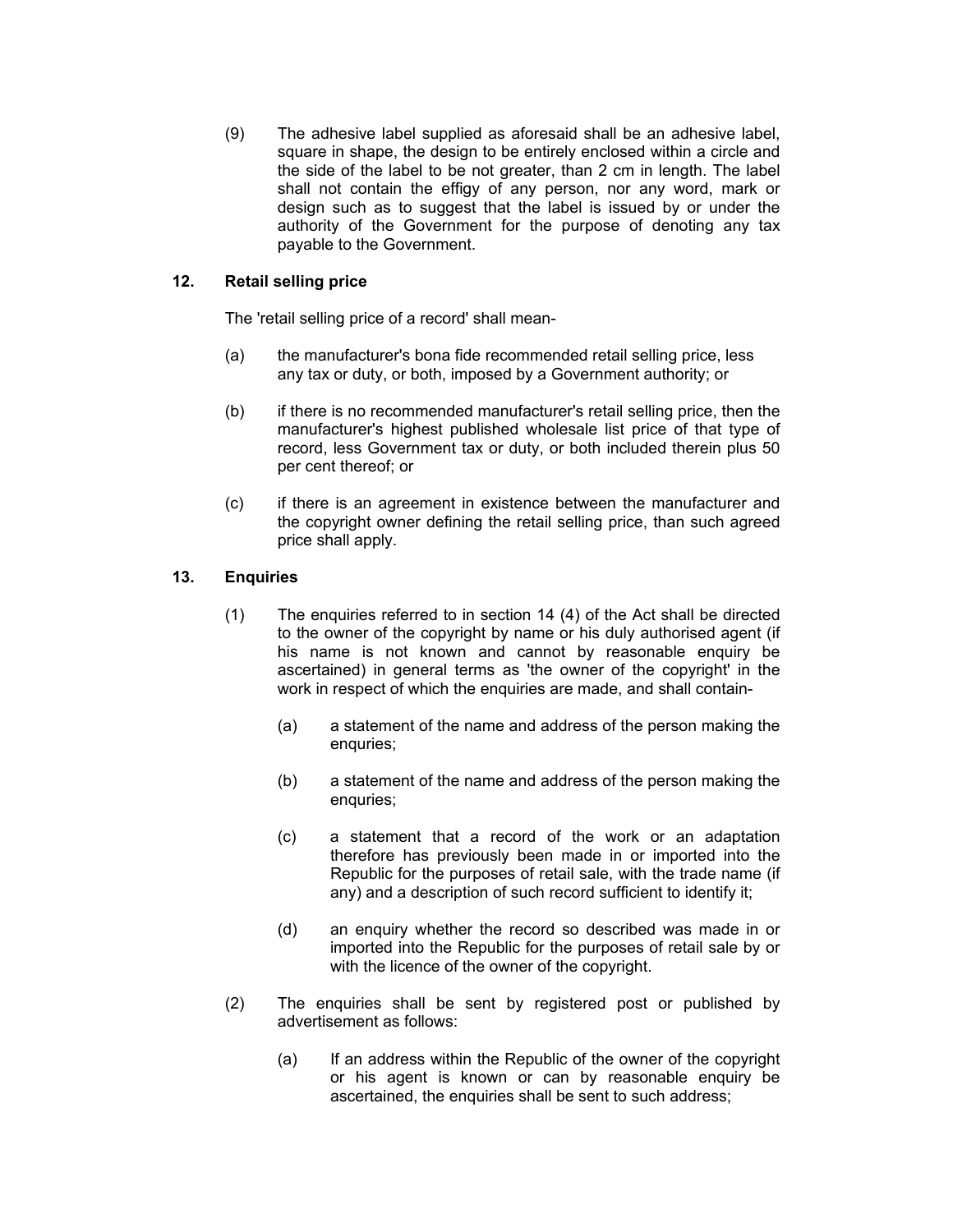(9) The adhesive label supplied as aforesaid shall be an adhesive label, square in shape, the design to be entirely enclosed within a circle and the side of the label to be not greater, than 2 cm in length. The label shall not contain the effigy of any person, nor any word, mark or design such as to suggest that the label is issued by or under the authority of the Government for the purpose of denoting any tax payable to the Government.

### 12. Retail selling price

The 'retail selling price of a record' shall mean-

(a) the manufacturer's bona fide recommended retail selling price, less any tax or duty, or both, imposed by a Government authority; or

(b) if there is no recommended manufacturer's retail selling price, then the manufacturer's highest published wholesale list price of that type of record, less Government tax or duty, or both included therein plus 50 per cent thereof; or

(c) if there is an agreement in existence between the manufacturer and the copyright owner defining the retail selling price, than such agreed price shall apply.

### 13. Enquiries

(1) The enquiries referred to in section 14 (4) of the Act shall be directed to the owner of the copyright by name or his duly authorised agent (if his name is not known and cannot by reasonable enquiry be ascertained) in general terms as 'the owner of the copyright' in the work in respect of which the enquiries are made, and shall contain-

(a) a statement of the name and address of the person making the enquries;

(b) a statement of the name and address of the person making the enquries;

(c) a statement that a record of the work or an adaptation therefore has previously been made in or imported into the Republic for the purposes of retail sale, with the trade name (if any) and a description of such record sufficient to identify it;

(d) an enquiry whether the record so described was made in or imported into the Republic for the purposes of retail sale by or with the licence of the owner of the copyright.

(2) The enquiries shall be sent by registered post or published by advertisement as follows:

(a) If an address within the Republic of the owner of the copyright or his agent is known or can by reasonable enquiry be ascertained, the enquiries shall be sent to such address;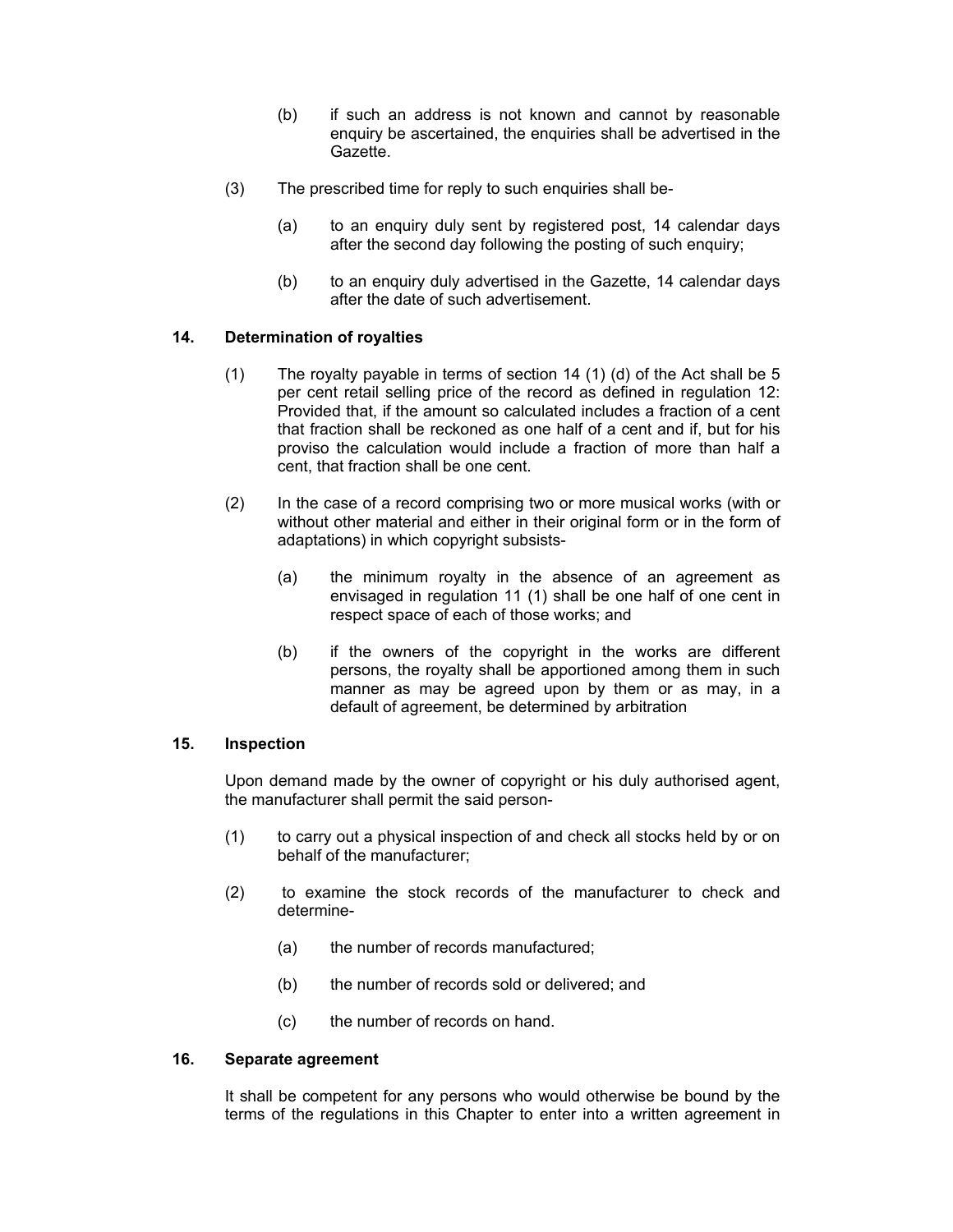(b) if such an address is not known and cannot by reasonable enquiry be ascertained, the enquiries shall be advertised in the Gazette.

(3) The prescribed time for reply to such enquiries shall be-

(a) to an enquiry duly sent by registered post, 14 calendar days after the second day following the posting of such enquiry;

(b) to an enquiry duly advertised in the Gazette, 14 calendar days after the date of such advertisement.

## 14. Determination of royalties

(1) The royalty payable in terms of section 14 (1) (d) of the Act shall be 5 per cent retail selling price of the record as defined in regulation 12: Provided that, if the amount so calculated includes a fraction of a cent that fraction shall be reckoned as one half of a cent and if, but for his proviso the calculation would include a fraction of more than half a cent, that fraction shall be one cent.

(2) In the case of a record comprising two or more musical works (with or without other material and either in their original form or in the form of adaptations) in which copyright subsists-

(a) the minimum royalty in the absence of an agreement as envisaged in regulation 11 (1) shall be one half of one cent in respect space of each of those works; and

(b) if the owners of the copyright in the works are different persons, the royalty shall be apportioned among them in such manner as may be agreed upon by them or as may, in a default of agreement, be determined by arbitration

## 15. Inspection

Upon demand made by the owner of copyright or his duly authorised agent, the manufacturer shall permit the said person-

(1) to carry out a physical inspection of and check all stocks held by or on behalf of the manufacturer;

(2) to examine the stock records of the manufacturer to check and determine-

(a) the number of records manufactured;

(b) the number of records sold or delivered; and

(c) the number of records on hand.

## 16. Separate agreement

It shall be competent for any persons who would otherwise be bound by the terms of the regulations in this Chapter to enter into a written agreement in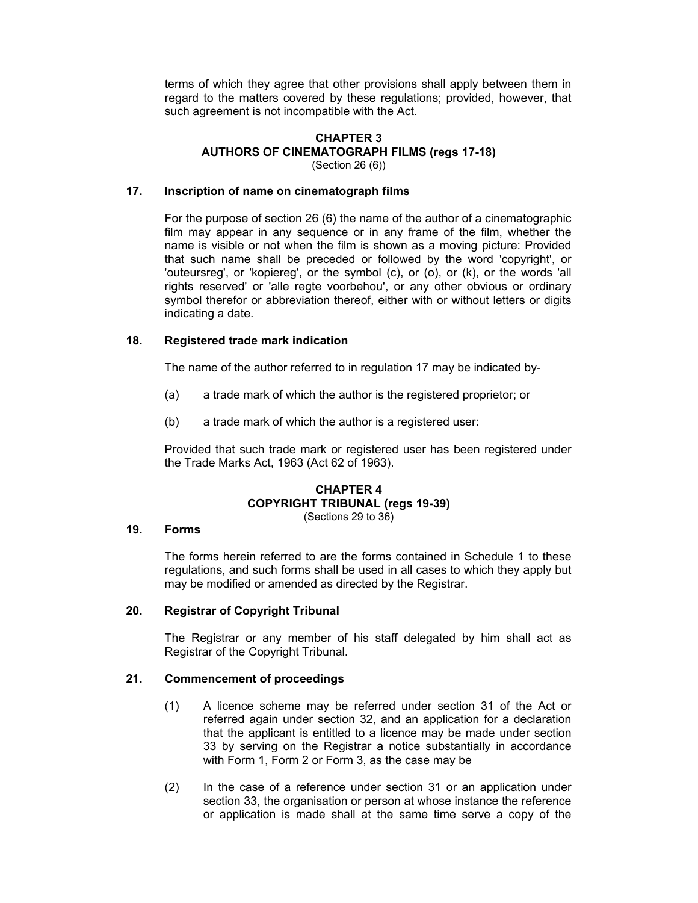terms of which they agree that other provisions shall apply between them in regard to the matters covered by these regulations; provided, however, that such agreement is not incompatible with the Act.

## CHAPTER 3
## AUTHORS OF CINEMATOGRAPH FILMS (regs 17-18)
(Section 26 (6))

### 17. Inscription of name on cinematograph films

For the purpose of section 26 (6) the name of the author of a cinematographic film may appear in any sequence or in any frame of the film, whether the name is visible or not when the film is shown as a moving picture: Provided that such name shall be preceded or followed by the word 'copyright', or 'outeursreg', or 'kopiereg', or the symbol (c), or (o), or (k), or the words 'all rights reserved' or 'alle regte voorbehou', or any other obvious or ordinary symbol therefor or abbreviation thereof, either with or without letters or digits indicating a date.

### 18. Registered trade mark indication

The name of the author referred to in regulation 17 may be indicated by-

(a) a trade mark of which the author is the registered proprietor; or

(b) a trade mark of which the author is a registered user:

Provided that such trade mark or registered user has been registered under the Trade Marks Act, 1963 (Act 62 of 1963).

## CHAPTER 4
## COPYRIGHT TRIBUNAL (regs 19-39)
(Sections 29 to 36)

### 19. Forms

The forms herein referred to are the forms contained in Schedule 1 to these regulations, and such forms shall be used in all cases to which they apply but may be modified or amended as directed by the Registrar.

### 20. Registrar of Copyright Tribunal

The Registrar or any member of his staff delegated by him shall act as Registrar of the Copyright Tribunal.

### 21. Commencement of proceedings

(1) A licence scheme may be referred under section 31 of the Act or referred again under section 32, and an application for a declaration that the applicant is entitled to a licence may be made under section 33 by serving on the Registrar a notice substantially in accordance with Form 1, Form 2 or Form 3, as the case may be

(2) In the case of a reference under section 31 or an application under section 33, the organisation or person at whose instance the reference or application is made shall at the same time serve a copy of the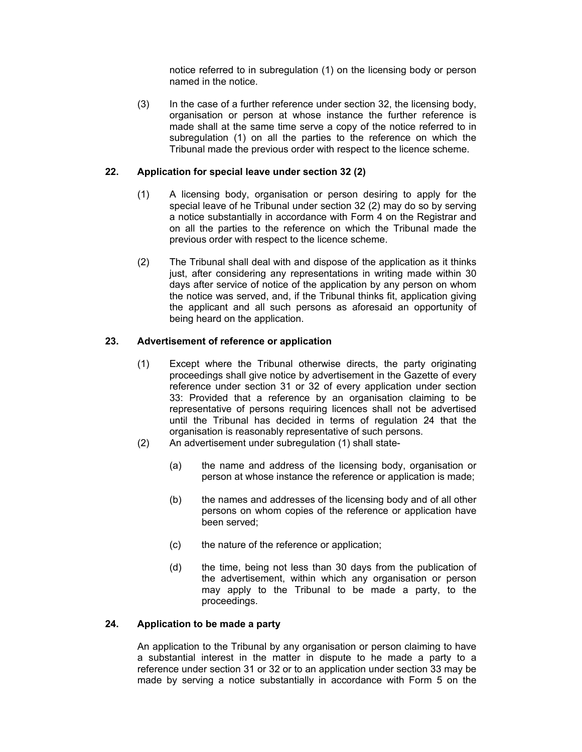notice referred to in subregulation (1) on the licensing body or person named in the notice.

(3) In the case of a further reference under section 32, the licensing body, organisation or person at whose instance the further reference is made shall at the same time serve a copy of the notice referred to in subregulation (1) on all the parties to the reference on which the Tribunal made the previous order with respect to the licence scheme.

**22. Application for special leave under section 32 (2)**

(1) A licensing body, organisation or person desiring to apply for the special leave of he Tribunal under section 32 (2) may do so by serving a notice substantially in accordance with Form 4 on the Registrar and on all the parties to the reference on which the Tribunal made the previous order with respect to the licence scheme.

(2) The Tribunal shall deal with and dispose of the application as it thinks just, after considering any representations in writing made within 30 days after service of notice of the application by any person on whom the notice was served, and, if the Tribunal thinks fit, application giving the applicant and all such persons as aforesaid an opportunity of being heard on the application.

**23. Advertisement of reference or application**

(1) Except where the Tribunal otherwise directs, the party originating proceedings shall give notice by advertisement in the Gazette of every reference under section 31 or 32 of every application under section 33: Provided that a reference by an organisation claiming to be representative of persons requiring licences shall not be advertised until the Tribunal has decided in terms of regulation 24 that the organisation is reasonably representative of such persons.

(2) An advertisement under subregulation (1) shall state-

(a) the name and address of the licensing body, organisation or person at whose instance the reference or application is made;

(b) the names and addresses of the licensing body and of all other persons on whom copies of the reference or application have been served;

(c) the nature of the reference or application;

(d) the time, being not less than 30 days from the publication of the advertisement, within which any organisation or person may apply to the Tribunal to be made a party, to the proceedings.

**24. Application to be made a party**

An application to the Tribunal by any organisation or person claiming to have a substantial interest in the matter in dispute to he made a party to a reference under section 31 or 32 or to an application under section 33 may be made by serving a notice substantially in accordance with Form 5 on the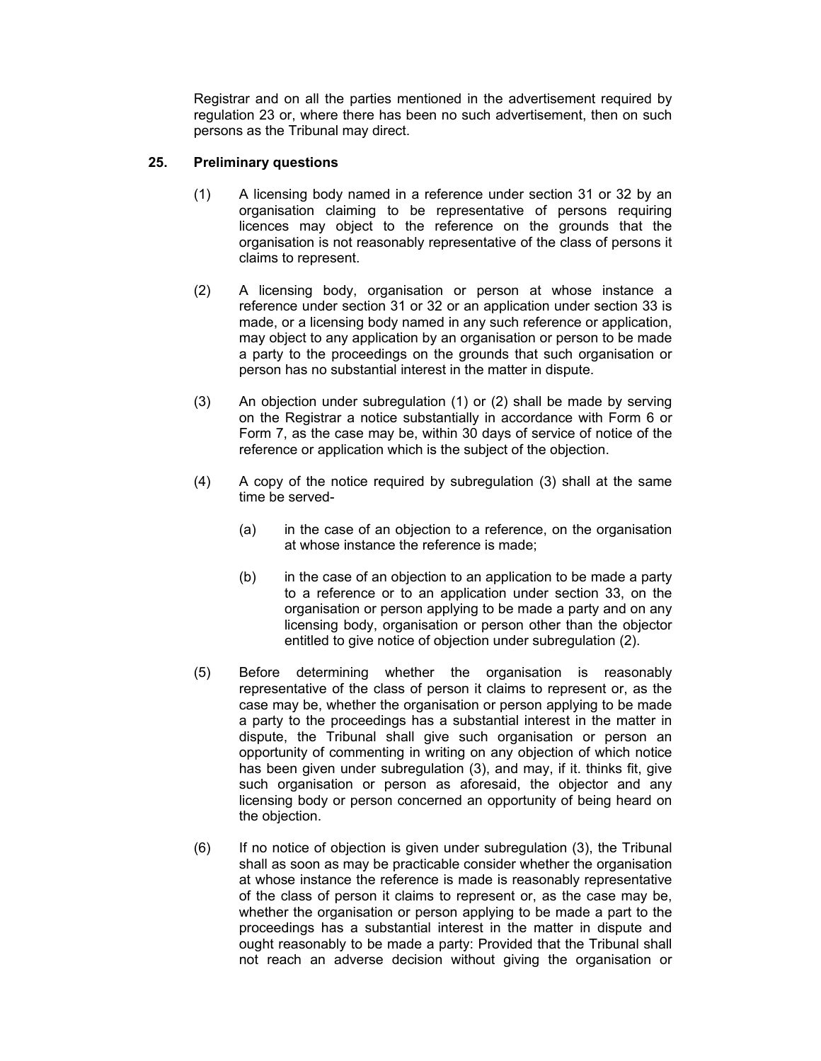Registrar and on all the parties mentioned in the advertisement required by regulation 23 or, where there has been no such advertisement, then on such persons as the Tribunal may direct.

## 25. Preliminary questions

(1) A licensing body named in a reference under section 31 or 32 by an organisation claiming to be representative of persons requiring licences may object to the reference on the grounds that the organisation is not reasonably representative of the class of persons it claims to represent.

(2) A licensing body, organisation or person at whose instance a reference under section 31 or 32 or an application under section 33 is made, or a licensing body named in any such reference or application, may object to any application by an organisation or person to be made a party to the proceedings on the grounds that such organisation or person has no substantial interest in the matter in dispute.

(3) An objection under subregulation (1) or (2) shall be made by serving on the Registrar a notice substantially in accordance with Form 6 or Form 7, as the case may be, within 30 days of service of notice of the reference or application which is the subject of the objection.

(4) A copy of the notice required by subregulation (3) shall at the same time be served-

(a) in the case of an objection to a reference, on the organisation at whose instance the reference is made;

(b) in the case of an objection to an application to be made a party to a reference or to an application under section 33, on the organisation or person applying to be made a party and on any licensing body, organisation or person other than the objector entitled to give notice of objection under subregulation (2).

(5) Before determining whether the organisation is reasonably representative of the class of person it claims to represent or, as the case may be, whether the organisation or person applying to be made a party to the proceedings has a substantial interest in the matter in dispute, the Tribunal shall give such organisation or person an opportunity of commenting in writing on any objection of which notice has been given under subregulation (3), and may, if it. thinks fit, give such organisation or person as aforesaid, the objector and any licensing body or person concerned an opportunity of being heard on the objection.

(6) If no notice of objection is given under subregulation (3), the Tribunal shall as soon as may be practicable consider whether the organisation at whose instance the reference is made is reasonably representative of the class of person it claims to represent or, as the case may be, whether the organisation or person applying to be made a part to the proceedings has a substantial interest in the matter in dispute and ought reasonably to be made a party: Provided that the Tribunal shall not reach an adverse decision without giving the organisation or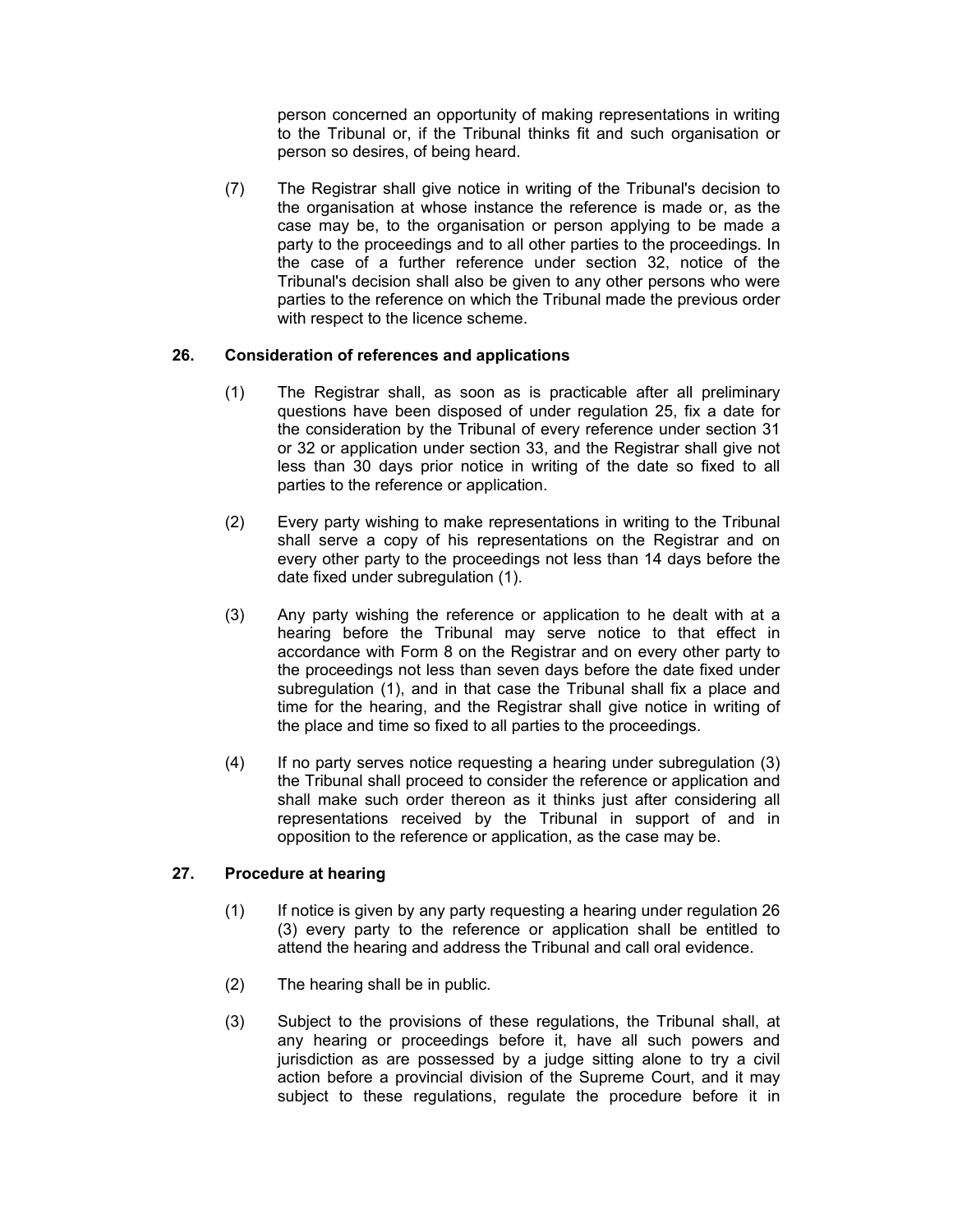person concerned an opportunity of making representations in writing to the Tribunal or, if the Tribunal thinks fit and such organisation or person so desires, of being heard.

(7) The Registrar shall give notice in writing of the Tribunal's decision to the organisation at whose instance the reference is made or, as the case may be, to the organisation or person applying to be made a party to the proceedings and to all other parties to the proceedings. In the case of a further reference under section 32, notice of the Tribunal's decision shall also be given to any other persons who were parties to the reference on which the Tribunal made the previous order with respect to the licence scheme.

**26. Consideration of references and applications**

(1) The Registrar shall, as soon as is practicable after all preliminary questions have been disposed of under regulation 25, fix a date for the consideration by the Tribunal of every reference under section 31 or 32 or application under section 33, and the Registrar shall give not less than 30 days prior notice in writing of the date so fixed to all parties to the reference or application.

(2) Every party wishing to make representations in writing to the Tribunal shall serve a copy of his representations on the Registrar and on every other party to the proceedings not less than 14 days before the date fixed under subregulation (1).

(3) Any party wishing the reference or application to he dealt with at a hearing before the Tribunal may serve notice to that effect in accordance with Form 8 on the Registrar and on every other party to the proceedings not less than seven days before the date fixed under subregulation (1), and in that case the Tribunal shall fix a place and time for the hearing, and the Registrar shall give notice in writing of the place and time so fixed to all parties to the proceedings.

(4) If no party serves notice requesting a hearing under subregulation (3) the Tribunal shall proceed to consider the reference or application and shall make such order thereon as it thinks just after considering all representations received by the Tribunal in support of and in opposition to the reference or application, as the case may be.

**27. Procedure at hearing**

(1) If notice is given by any party requesting a hearing under regulation 26 (3) every party to the reference or application shall be entitled to attend the hearing and address the Tribunal and call oral evidence.

(2) The hearing shall be in public.

(3) Subject to the provisions of these regulations, the Tribunal shall, at any hearing or proceedings before it, have all such powers and jurisdiction as are possessed by a judge sitting alone to try a civil action before a provincial division of the Supreme Court, and it may subject to these regulations, regulate the procedure before it in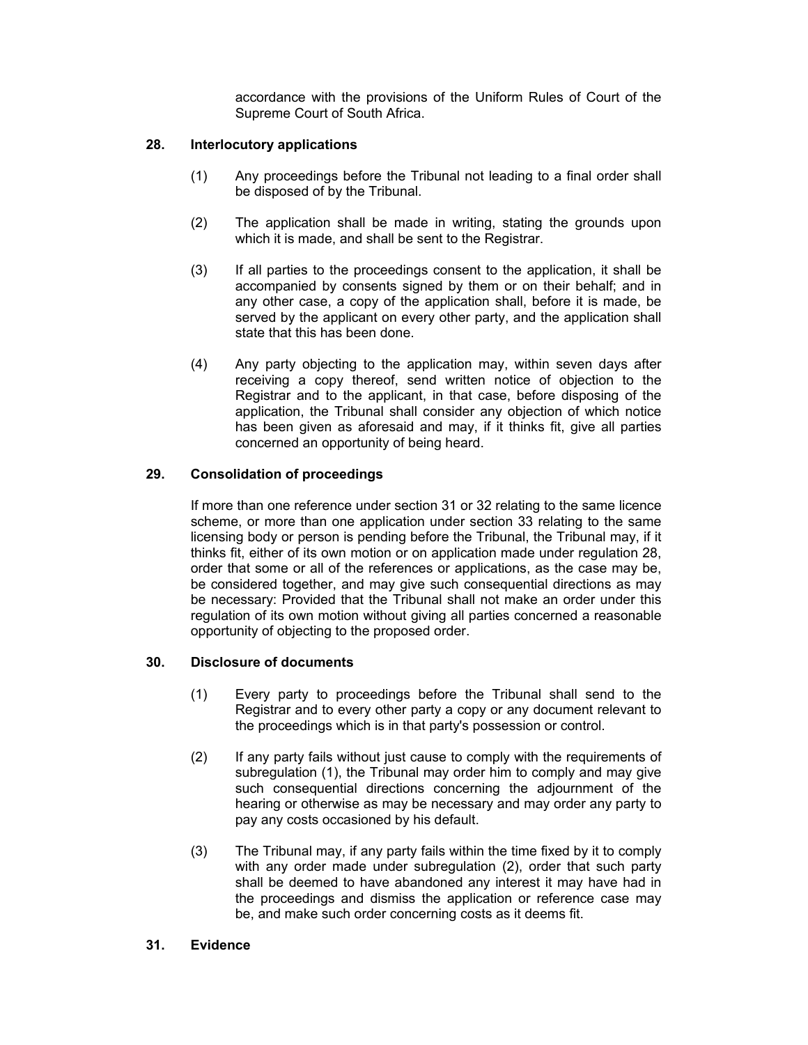accordance with the provisions of the Uniform Rules of Court of the Supreme Court of South Africa.

**28. Interlocutory applications**

(1) Any proceedings before the Tribunal not leading to a final order shall be disposed of by the Tribunal.

(2) The application shall be made in writing, stating the grounds upon which it is made, and shall be sent to the Registrar.

(3) If all parties to the proceedings consent to the application, it shall be accompanied by consents signed by them or on their behalf; and in any other case, a copy of the application shall, before it is made, be served by the applicant on every other party, and the application shall state that this has been done.

(4) Any party objecting to the application may, within seven days after receiving a copy thereof, send written notice of objection to the Registrar and to the applicant, in that case, before disposing of the application, the Tribunal shall consider any objection of which notice has been given as aforesaid and may, if it thinks fit, give all parties concerned an opportunity of being heard.

**29. Consolidation of proceedings**

If more than one reference under section 31 or 32 relating to the same licence scheme, or more than one application under section 33 relating to the same licensing body or person is pending before the Tribunal, the Tribunal may, if it thinks fit, either of its own motion or on application made under regulation 28, order that some or all of the references or applications, as the case may be, be considered together, and may give such consequential directions as may be necessary: Provided that the Tribunal shall not make an order under this regulation of its own motion without giving all parties concerned a reasonable opportunity of objecting to the proposed order.

**30. Disclosure of documents**

(1) Every party to proceedings before the Tribunal shall send to the Registrar and to every other party a copy or any document relevant to the proceedings which is in that party's possession or control.

(2) If any party fails without just cause to comply with the requirements of subregulation (1), the Tribunal may order him to comply and may give such consequential directions concerning the adjournment of the hearing or otherwise as may be necessary and may order any party to pay any costs occasioned by his default.

(3) The Tribunal may, if any party fails within the time fixed by it to comply with any order made under subregulation (2), order that such party shall be deemed to have abandoned any interest it may have had in the proceedings and dismiss the application or reference case may be, and make such order concerning costs as it deems fit.

**31. Evidence**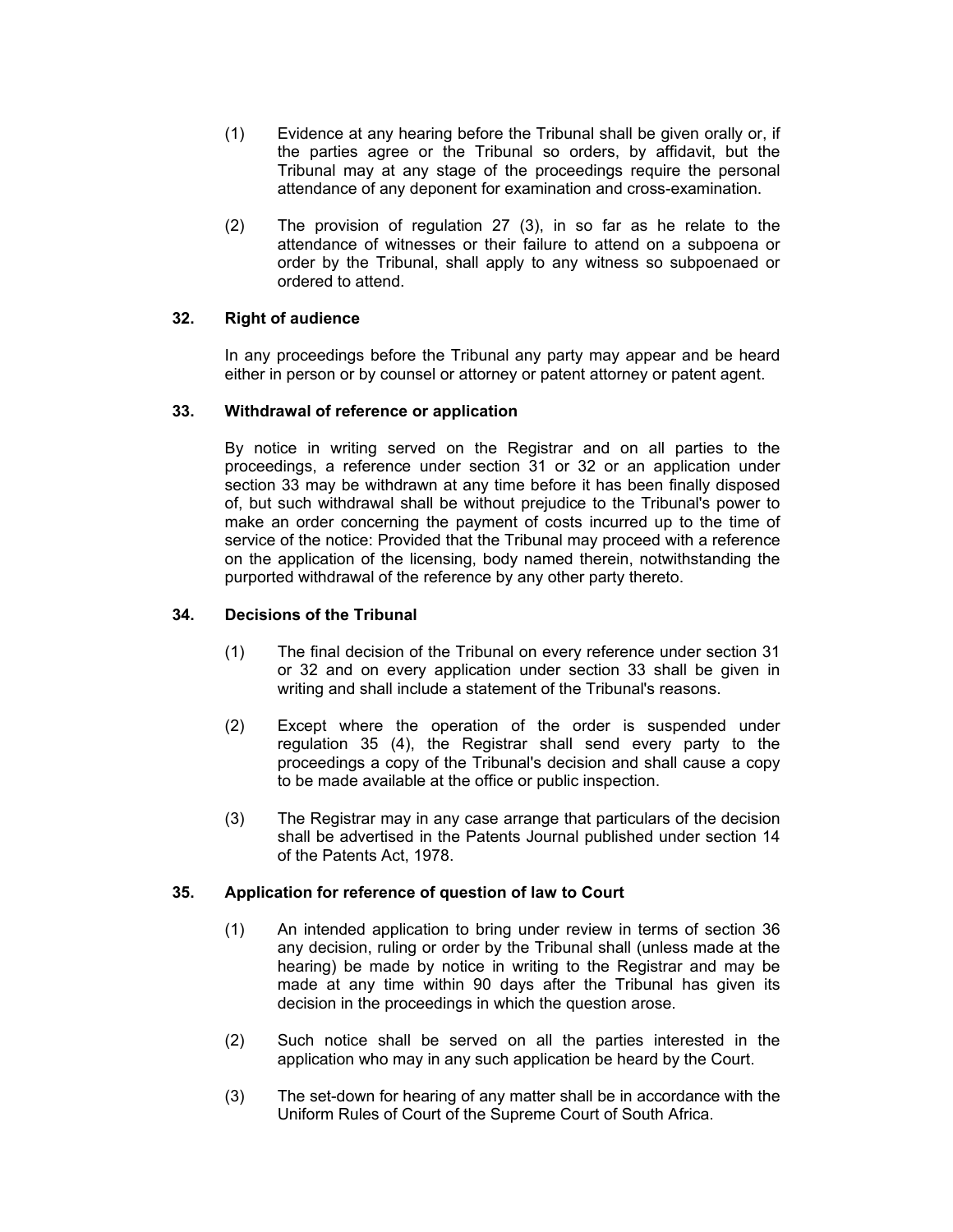(1) Evidence at any hearing before the Tribunal shall be given orally or, if the parties agree or the Tribunal so orders, by affidavit, but the Tribunal may at any stage of the proceedings require the personal attendance of any deponent for examination and cross-examination.

(2) The provision of regulation 27 (3), in so far as he relate to the attendance of witnesses or their failure to attend on a subpoena or order by the Tribunal, shall apply to any witness so subpoenaed or ordered to attend.

### 32. Right of audience

In any proceedings before the Tribunal any party may appear and be heard either in person or by counsel or attorney or patent attorney or patent agent.

### 33. Withdrawal of reference or application

By notice in writing served on the Registrar and on all parties to the proceedings, a reference under section 31 or 32 or an application under section 33 may be withdrawn at any time before it has been finally disposed of, but such withdrawal shall be without prejudice to the Tribunal's power to make an order concerning the payment of costs incurred up to the time of service of the notice: Provided that the Tribunal may proceed with a reference on the application of the licensing, body named therein, notwithstanding the purported withdrawal of the reference by any other party thereto.

### 34. Decisions of the Tribunal

(1) The final decision of the Tribunal on every reference under section 31 or 32 and on every application under section 33 shall be given in writing and shall include a statement of the Tribunal's reasons.

(2) Except where the operation of the order is suspended under regulation 35 (4), the Registrar shall send every party to the proceedings a copy of the Tribunal's decision and shall cause a copy to be made available at the office or public inspection.

(3) The Registrar may in any case arrange that particulars of the decision shall be advertised in the Patents Journal published under section 14 of the Patents Act, 1978.

### 35. Application for reference of question of law to Court

(1) An intended application to bring under review in terms of section 36 any decision, ruling or order by the Tribunal shall (unless made at the hearing) be made by notice in writing to the Registrar and may be made at any time within 90 days after the Tribunal has given its decision in the proceedings in which the question arose.

(2) Such notice shall be served on all the parties interested in the application who may in any such application be heard by the Court.

(3) The set-down for hearing of any matter shall be in accordance with the Uniform Rules of Court of the Supreme Court of South Africa.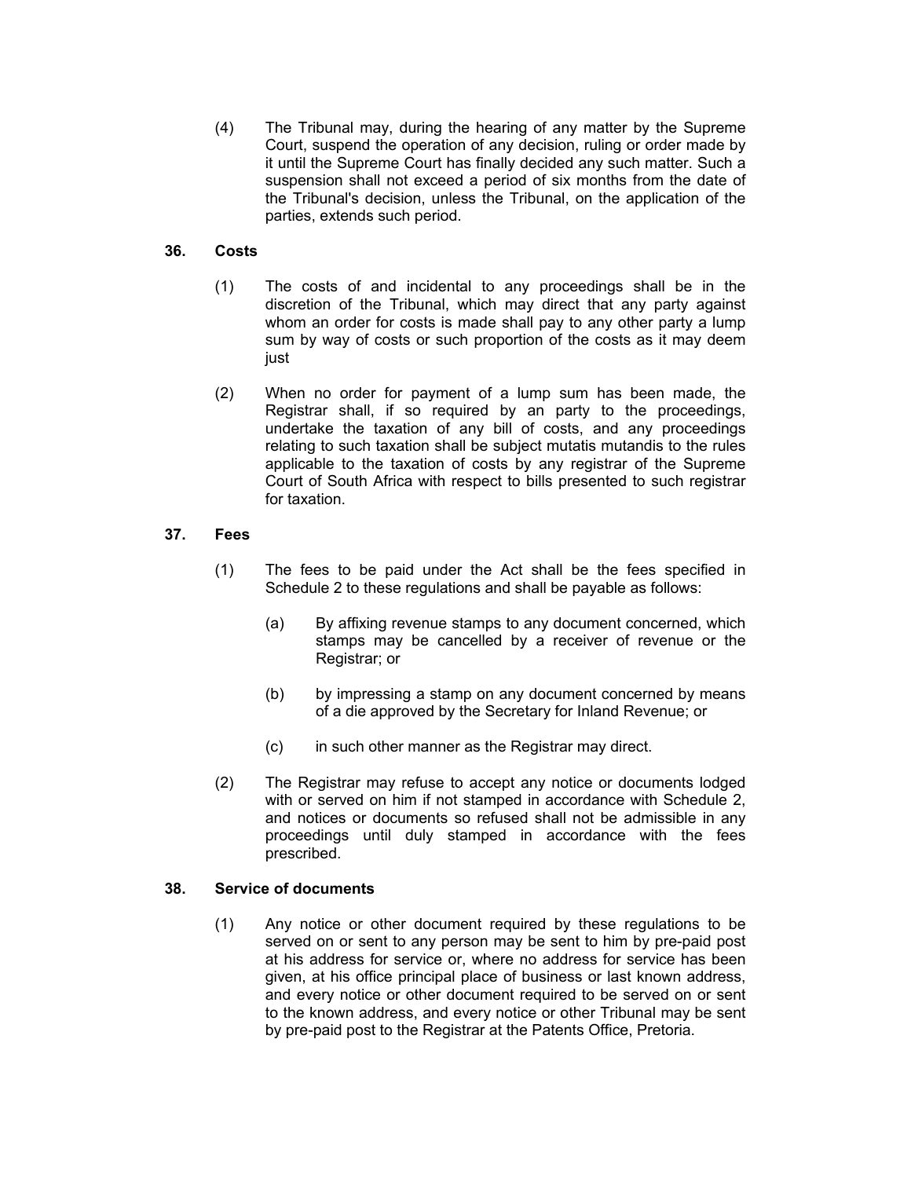(4) The Tribunal may, during the hearing of any matter by the Supreme Court, suspend the operation of any decision, ruling or order made by it until the Supreme Court has finally decided any such matter. Such a suspension shall not exceed a period of six months from the date of the Tribunal's decision, unless the Tribunal, on the application of the parties, extends such period.

### 36. Costs

(1) The costs of and incidental to any proceedings shall be in the discretion of the Tribunal, which may direct that any party against whom an order for costs is made shall pay to any other party a lump sum by way of costs or such proportion of the costs as it may deem just

(2) When no order for payment of a lump sum has been made, the Registrar shall, if so required by an party to the proceedings, undertake the taxation of any bill of costs, and any proceedings relating to such taxation shall be subject mutatis mutandis to the rules applicable to the taxation of costs by any registrar of the Supreme Court of South Africa with respect to bills presented to such registrar for taxation.

### 37. Fees

(1) The fees to be paid under the Act shall be the fees specified in Schedule 2 to these regulations and shall be payable as follows:

   (a) By affixing revenue stamps to any document concerned, which stamps may be cancelled by a receiver of revenue or the Registrar; or

   (b) by impressing a stamp on any document concerned by means of a die approved by the Secretary for Inland Revenue; or

   (c) in such other manner as the Registrar may direct.

(2) The Registrar may refuse to accept any notice or documents lodged with or served on him if not stamped in accordance with Schedule 2, and notices or documents so refused shall not be admissible in any proceedings until duly stamped in accordance with the fees prescribed.

### 38. Service of documents

(1) Any notice or other document required by these regulations to be served on or sent to any person may be sent to him by pre-paid post at his address for service or, where no address for service has been given, at his office principal place of business or last known address, and every notice or other document required to be served on or sent to the known address, and every notice or other Tribunal may be sent by pre-paid post to the Registrar at the Patents Office, Pretoria.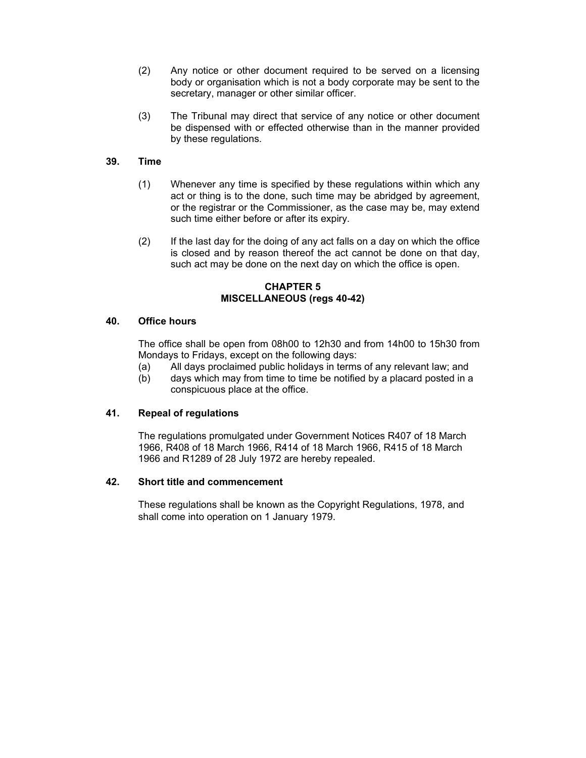(2) Any notice or other document required to be served on a licensing body or organisation which is not a body corporate may be sent to the secretary, manager or other similar officer.

(3) The Tribunal may direct that service of any notice or other document be dispensed with or effected otherwise than in the manner provided by these regulations.

### 39. Time

(1) Whenever any time is specified by these regulations within which any act or thing is to the done, such time may be abridged by agreement, or the registrar or the Commissioner, as the case may be, may extend such time either before or after its expiry.

(2) If the last day for the doing of any act falls on a day on which the office is closed and by reason thereof the act cannot be done on that day, such act may be done on the next day on which the office is open.

## CHAPTER 5
## MISCELLANEOUS (regs 40-42)

### 40. Office hours

The office shall be open from 08h00 to 12h30 and from 14h00 to 15h30 from Mondays to Fridays, except on the following days:

(a) All days proclaimed public holidays in terms of any relevant law; and

(b) days which may from time to time be notified by a placard posted in a conspicuous place at the office.

### 41. Repeal of regulations

The regulations promulgated under Government Notices R407 of 18 March 1966, R408 of 18 March 1966, R414 of 18 March 1966, R415 of 18 March 1966 and R1289 of 28 July 1972 are hereby repealed.

### 42. Short title and commencement

These regulations shall be known as the Copyright Regulations, 1978, and shall come into operation on 1 January 1979.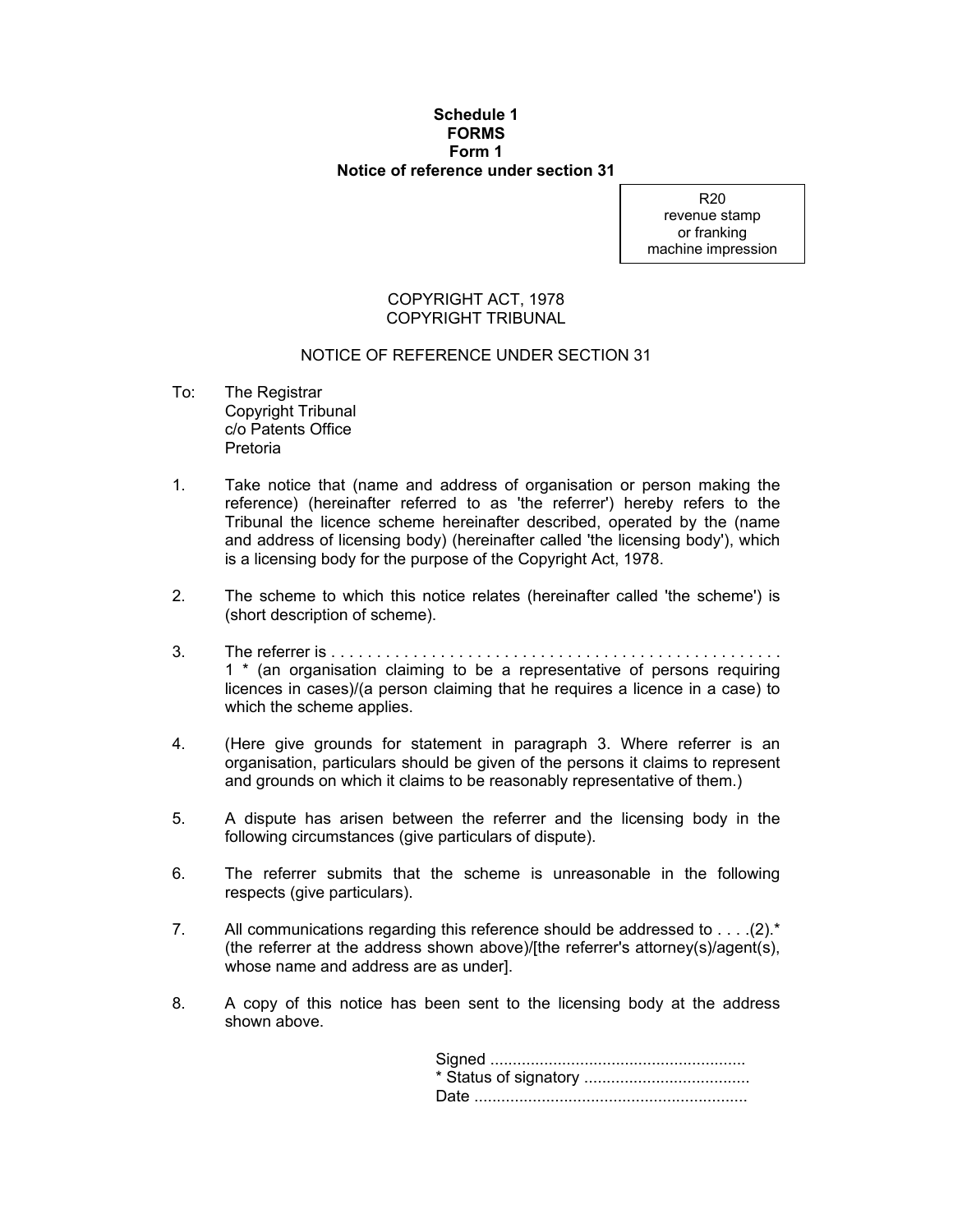**Schedule 1**
**FORMS**
**Form 1**
**Notice of reference under section 31**

R20
revenue stamp
or franking
machine impression

COPYRIGHT ACT, 1978
COPYRIGHT TRIBUNAL

NOTICE OF REFERENCE UNDER SECTION 31

To: The Registrar
Copyright Tribunal
c/o Patents Office
Pretoria

1. Take notice that (name and address of organisation or person making the reference) (hereinafter referred to as 'the referrer') hereby refers to the Tribunal the licence scheme hereinafter described, operated by the (name and address of licensing body) (hereinafter called 'the licensing body'), which is a licensing body for the purpose of the Copyright Act, 1978.

2. The scheme to which this notice relates (hereinafter called 'the scheme') is (short description of scheme).

3. The referrer is . . . . . . . . . . . . . . . . . . . . . . . . . . . . . . . . . . . . . . . . . . . . . . . . . 1 * (an organisation claiming to be a representative of persons requiring licences in cases)/(a person claiming that he requires a licence in a case) to which the scheme applies.

4. (Here give grounds for statement in paragraph 3. Where referrer is an organisation, particulars should be given of the persons it claims to represent and grounds on which it claims to be reasonably representative of them.)

5. A dispute has arisen between the referrer and the licensing body in the following circumstances (give particulars of dispute).

6. The referrer submits that the scheme is unreasonable in the following respects (give particulars).

7. All communications regarding this reference should be addressed to . . . .(2).* (the referrer at the address shown above)/[the referrer's attorney(s)/agent(s), whose name and address are as under].

8. A copy of this notice has been sent to the licensing body at the address shown above.

Signed ........................................................
* Status of signatory ....................................
Date ............................................................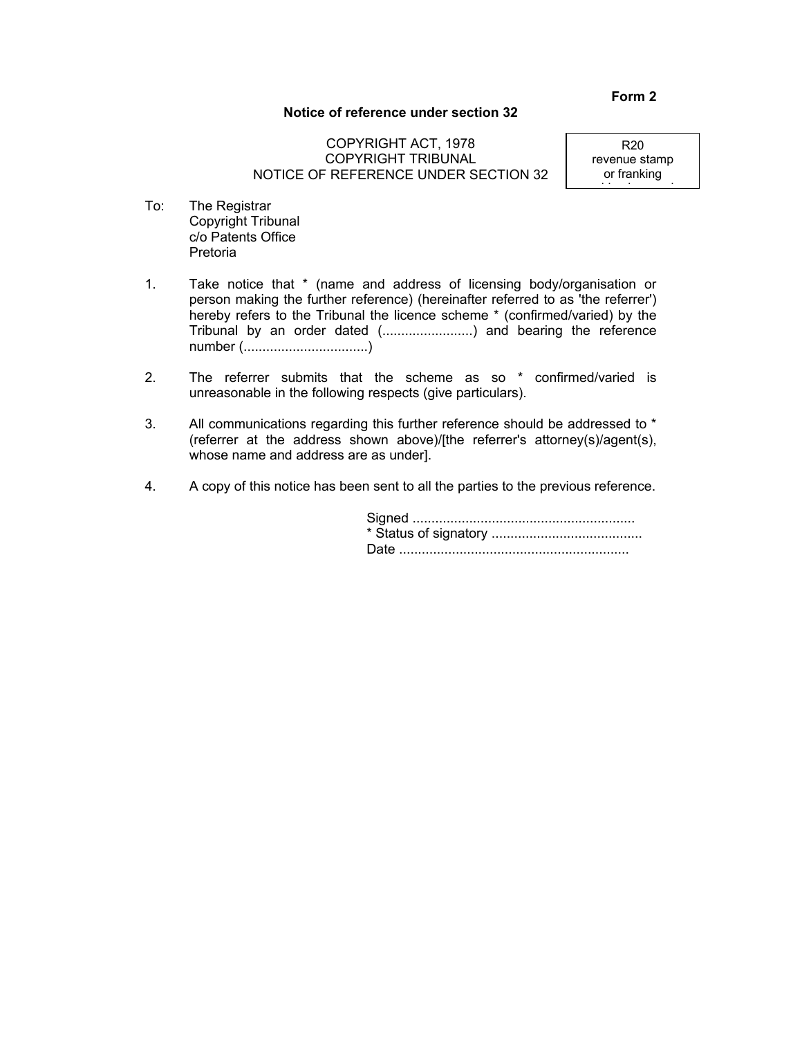**Form 2**

**Notice of reference under section 32**

COPYRIGHT ACT, 1978
COPYRIGHT TRIBUNAL
NOTICE OF REFERENCE UNDER SECTION 32

| R20 revenue stamp or franking |
|---|

To: The Registrar
Copyright Tribunal
c/o Patents Office
Pretoria

1. Take notice that * (name and address of licensing body/organisation or person making the further reference) (hereinafter referred to as 'the referrer') hereby refers to the Tribunal the licence scheme * (confirmed/varied) by the Tribunal by an order dated (........................) and bearing the reference number (.................................)

2. The referrer submits that the scheme as so * confirmed/varied is unreasonable in the following respects (give particulars).

3. All communications regarding this further reference should be addressed to * (referrer at the address shown above)/[the referrer's attorney(s)/agent(s), whose name and address are as under].

4. A copy of this notice has been sent to all the parties to the previous reference.

Signed ..........................................................
* Status of signatory .......................................
Date ............................................................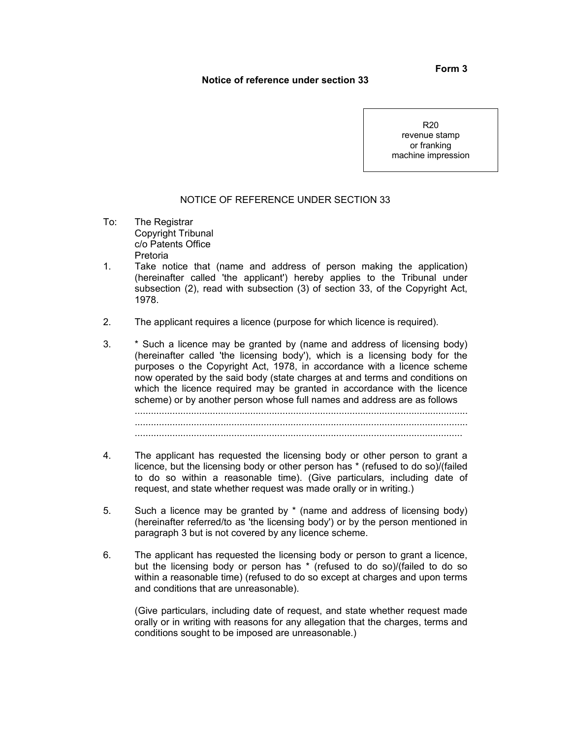**Form 3**

**Notice of reference under section 33**

| R20 revenue stamp or franking machine impression |
|---|

NOTICE OF REFERENCE UNDER SECTION 33

To: The Registrar
Copyright Tribunal
c/o Patents Office
Pretoria

1. Take notice that (name and address of person making the application) (hereinafter called 'the applicant') hereby applies to the Tribunal under subsection (2), read with subsection (3) of section 33, of the Copyright Act, 1978.

2. The applicant requires a licence (purpose for which licence is required).

3. * Such a licence may be granted by (name and address of licensing body) (hereinafter called 'the licensing body'), which is a licensing body for the purposes o the Copyright Act, 1978, in accordance with a licence scheme now operated by the said body (state charges at and terms and conditions on which the licence required may be granted in accordance with the licence scheme) or by another person whose full names and address are as follows
...........................................................................................................................
...........................................................................................................................
.........................................................................................................................

4. The applicant has requested the licensing body or other person to grant a licence, but the licensing body or other person has * (refused to do so)/(failed to do so within a reasonable time). (Give particulars, including date of request, and state whether request was made orally or in writing.)

5. Such a licence may be granted by * (name and address of licensing body) (hereinafter referred/to as 'the licensing body') or by the person mentioned in paragraph 3 but is not covered by any licence scheme.

6. The applicant has requested the licensing body or person to grant a licence, but the licensing body or person has * (refused to do so)/(failed to do so within a reasonable time) (refused to do so except at charges and upon terms and conditions that are unreasonable).

   (Give particulars, including date of request, and state whether request made orally or in writing with reasons for any allegation that the charges, terms and conditions sought to be imposed are unreasonable.)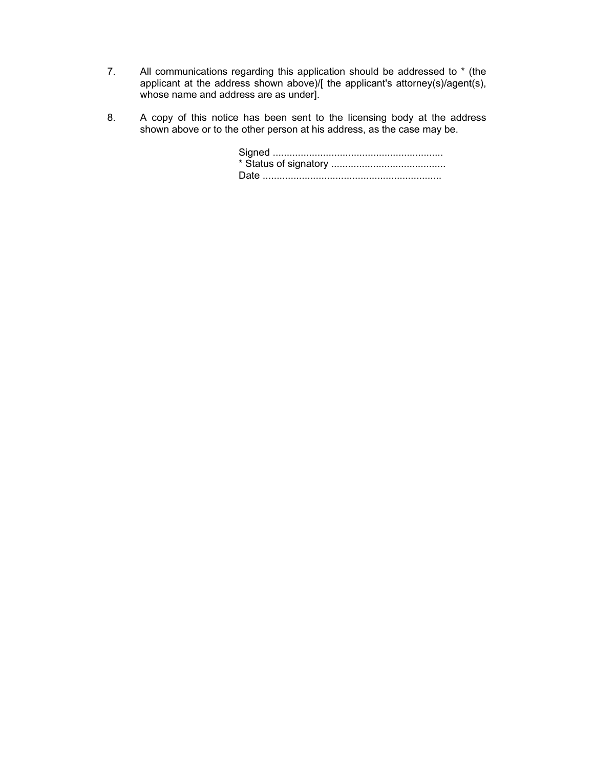7. All communications regarding this application should be addressed to * (the applicant at the address shown above)/[ the applicant's attorney(s)/agent(s), whose name and address are as under].

8. A copy of this notice has been sent to the licensing body at the address shown above or to the other person at his address, as the case may be.

Signed ............................................................
* Status of signatory .........................................
Date ...............................................................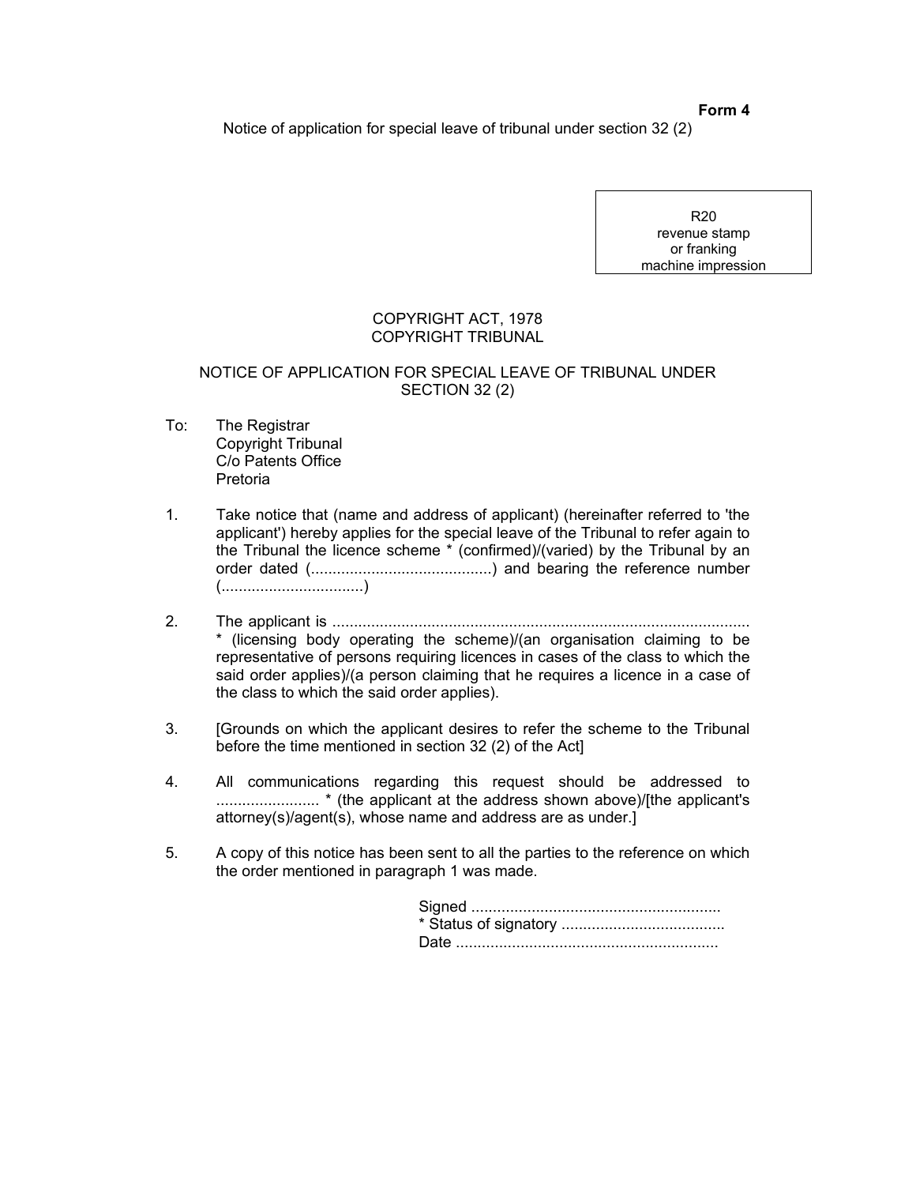**Form 4**

Notice of application for special leave of tribunal under section 32 (2)

R20
revenue stamp
or franking
machine impression

COPYRIGHT ACT, 1978
COPYRIGHT TRIBUNAL

NOTICE OF APPLICATION FOR SPECIAL LEAVE OF TRIBUNAL UNDER SECTION 32 (2)

To: The Registrar
Copyright Tribunal
C/o Patents Office
Pretoria

1. Take notice that (name and address of applicant) (hereinafter referred to 'the applicant') hereby applies for the special leave of the Tribunal to refer again to the Tribunal the licence scheme * (confirmed)/(varied) by the Tribunal by an order dated (..........................................) and bearing the reference number (.................................)

2. The applicant is ................................................................................................ * (licensing body operating the scheme)/(an organisation claiming to be representative of persons requiring licences in cases of the class to which the said order applies)/(a person claiming that he requires a licence in a case of the class to which the said order applies).

3. [Grounds on which the applicant desires to refer the scheme to the Tribunal before the time mentioned in section 32 (2) of the Act]

4. All communications regarding this request should be addressed to ........................ * (the applicant at the address shown above)/[the applicant's attorney(s)/agent(s), whose name and address are as under.]

5. A copy of this notice has been sent to all the parties to the reference on which the order mentioned in paragraph 1 was made.

Signed ..........................................................
* Status of signatory ......................................
Date .............................................................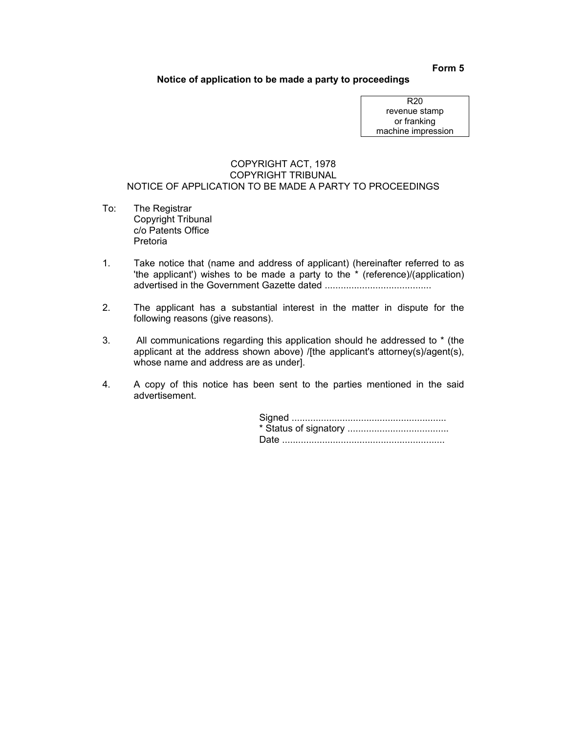**Form 5**

**Notice of application to be made a party to proceedings**

| R20 revenue stamp or franking machine impression |
|---|

COPYRIGHT ACT, 1978
COPYRIGHT TRIBUNAL
NOTICE OF APPLICATION TO BE MADE A PARTY TO PROCEEDINGS

To: The Registrar
Copyright Tribunal
c/o Patents Office
Pretoria

1. Take notice that (name and address of applicant) (hereinafter referred to as 'the applicant') wishes to be made a party to the * (reference)/(application) advertised in the Government Gazette dated ........................................

2. The applicant has a substantial interest in the matter in dispute for the following reasons (give reasons).

3. All communications regarding this application should he addressed to * (the applicant at the address shown above) /[the applicant's attorney(s)/agent(s), whose name and address are as under].

4. A copy of this notice has been sent to the parties mentioned in the said advertisement.

Signed .........................................................
* Status of signatory ......................................
Date .............................................................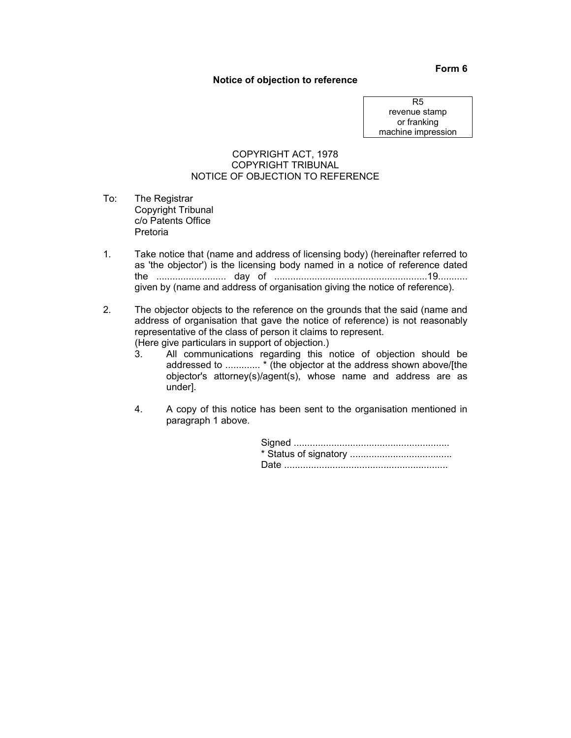**Form 6**

**Notice of objection to reference**

| R5 revenue stamp or franking machine impression |
|---|

COPYRIGHT ACT, 1978
COPYRIGHT TRIBUNAL
NOTICE OF OBJECTION TO REFERENCE

To: The Registrar
Copyright Tribunal
c/o Patents Office
Pretoria

1. Take notice that (name and address of licensing body) (hereinafter referred to as 'the objector') is the licensing body named in a notice of reference dated the .......................... day of ........................................................19........... given by (name and address of organisation giving the notice of reference).

2. The objector objects to the reference on the grounds that the said (name and address of organisation that gave the notice of reference) is not reasonably representative of the class of person it claims to represent.
(Here give particulars in support of objection.)

   3. All communications regarding this notice of objection should be addressed to ............. * (the objector at the address shown above/[the objector's attorney(s)/agent(s), whose name and address are as under].

   4. A copy of this notice has been sent to the organisation mentioned in paragraph 1 above.

Signed ..........................................................
* Status of signatory ......................................
Date .............................................................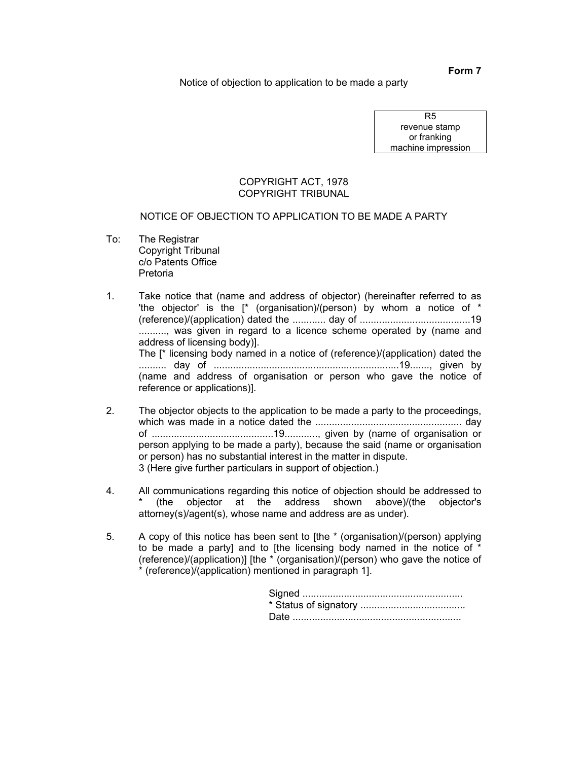**Form 7**

Notice of objection to application to be made a party

| R5 revenue stamp or franking machine impression |
|---|

COPYRIGHT ACT, 1978
COPYRIGHT TRIBUNAL

NOTICE OF OBJECTION TO APPLICATION TO BE MADE A PARTY

To: The Registrar
Copyright Tribunal
c/o Patents Office
Pretoria

1. Take notice that (name and address of objector) (hereinafter referred to as 'the objector' is the [* (organisation)/(person) by whom a notice of * (reference)/(application) dated the ............ day of ........................................19 .........., was given in regard to a licence scheme operated by (name and address of licensing body)].
The [* licensing body named in a notice of (reference)/(application) dated the .......... day of ...................................................................19......., given by (name and address of organisation or person who gave the notice of reference or applications)].

2. The objector objects to the application to be made a party to the proceedings, which was made in a notice dated the .................................................... day of ............................................19............, given by (name of organisation or person applying to be made a party), because the said (name or organisation or person) has no substantial interest in the matter in dispute.
3 (Here give further particulars in support of objection.)

4. All communications regarding this notice of objection should be addressed to * (the objector at the address shown above)/(the objector's attorney(s)/agent(s), whose name and address are as under).

5. A copy of this notice has been sent to [the * (organisation)/(person) applying to be made a party] and to [the licensing body named in the notice of * (reference)/(application)] [the * (organisation)/(person) who gave the notice of * (reference)/(application) mentioned in paragraph 1].

Signed .........................................................
* Status of signatory .....................................
Date ............................................................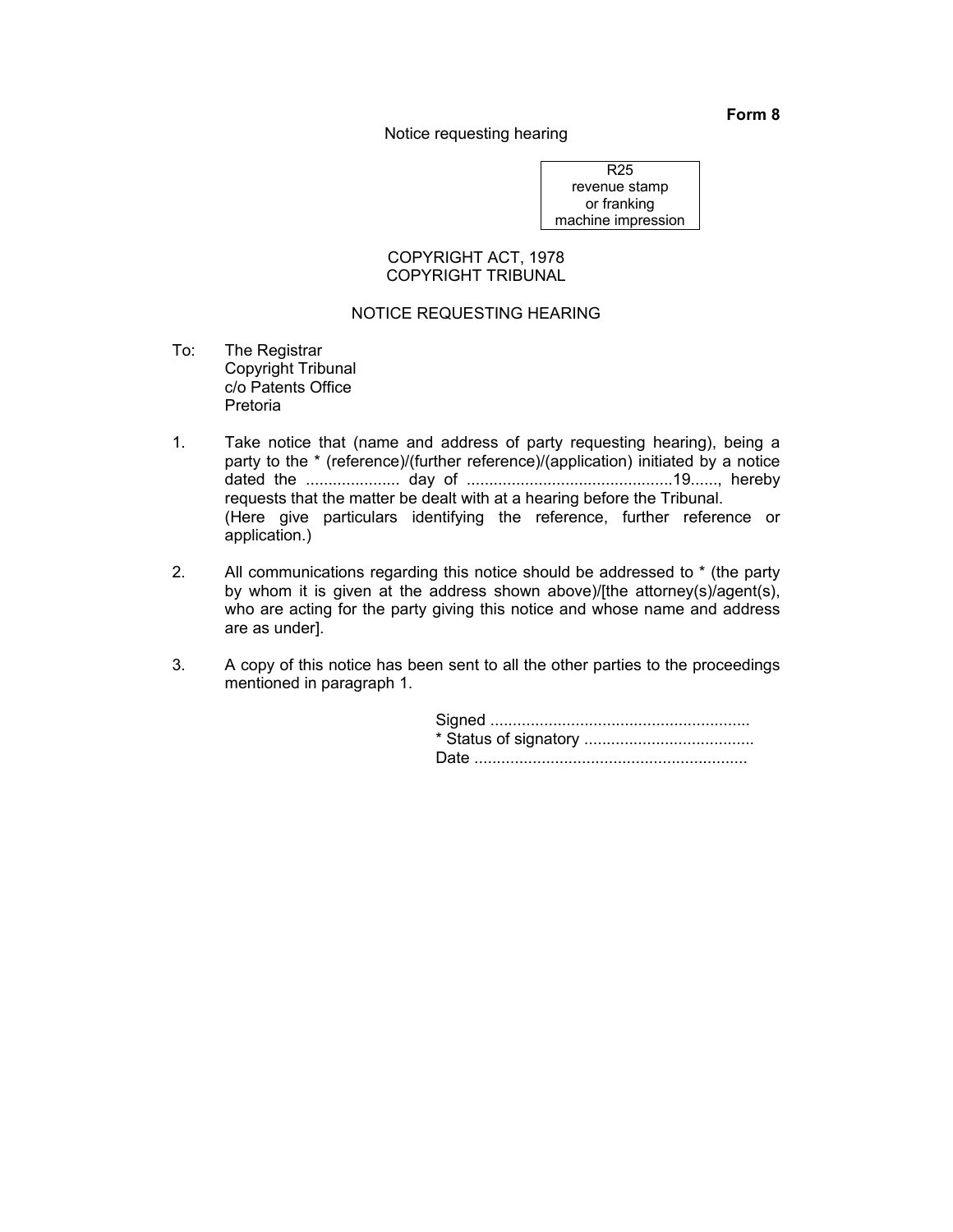**Form 8**

Notice requesting hearing

| R25 revenue stamp or franking machine impression |
|---|

COPYRIGHT ACT, 1978
COPYRIGHT TRIBUNAL

NOTICE REQUESTING HEARING

To: The Registrar
Copyright Tribunal
c/o Patents Office
Pretoria

1. Take notice that (name and address of party requesting hearing), being a party to the * (reference)/(further reference)/(application) initiated by a notice dated the .................... day of ............................................19......, hereby requests that the matter be dealt with at a hearing before the Tribunal.
(Here give particulars identifying the reference, further reference or application.)

2. All communications regarding this notice should be addressed to * (the party by whom it is given at the address shown above)/[the attorney(s)/agent(s), who are acting for the party giving this notice and whose name and address are as under].

3. A copy of this notice has been sent to all the other parties to the proceedings mentioned in paragraph 1.

Signed ..........................................................
* Status of signatory ......................................
Date .............................................................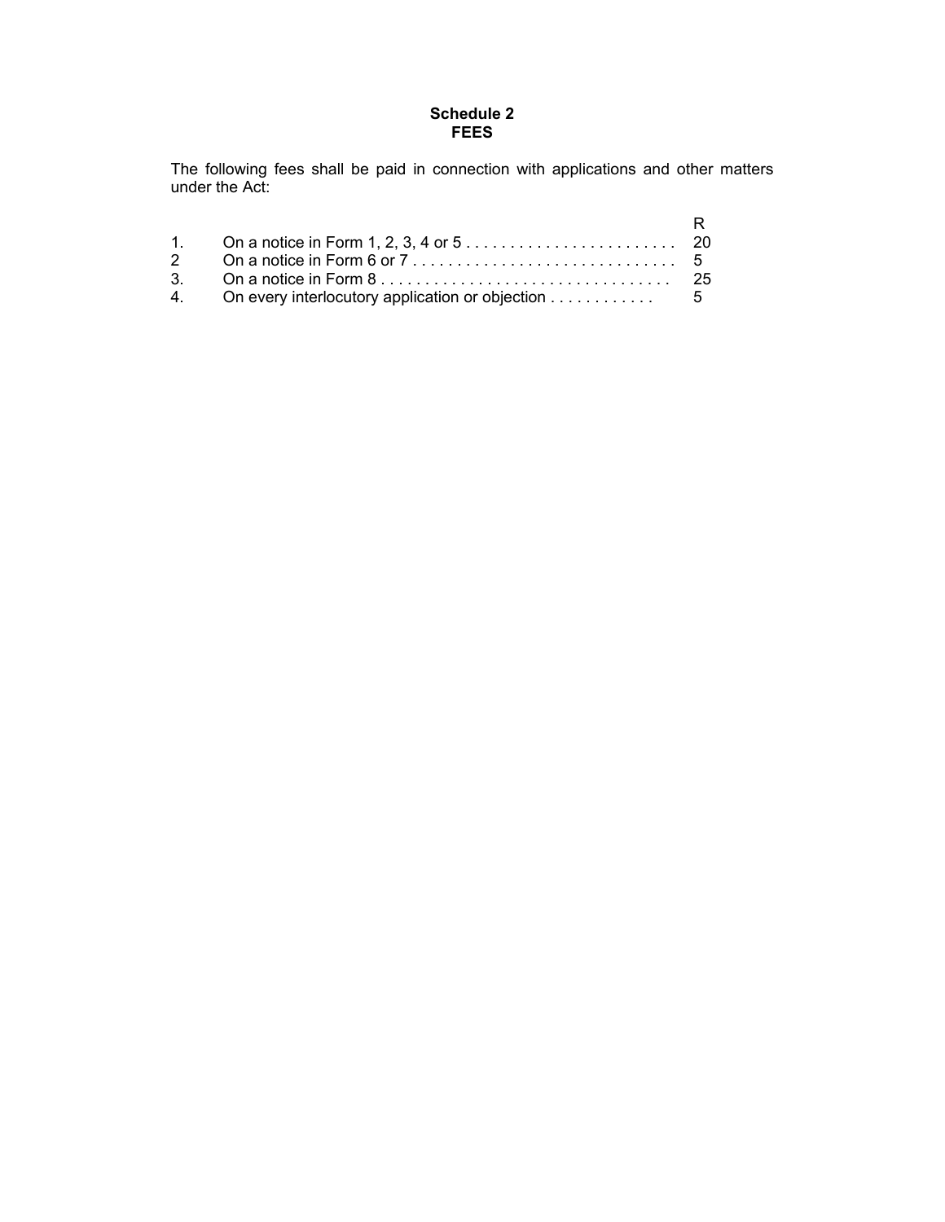# Schedule 2
## FEES

The following fees shall be paid in connection with applications and other matters under the Act:

| | | R |
|---|---|---|
| 1. | On a notice in Form 1, 2, 3, 4 or 5 . . . . . . . . . . . . . . . . . . . . . . . . | 20 |
| 2 | On a notice in Form 6 or 7 . . . . . . . . . . . . . . . . . . . . . . . . . . . . . | 5 |
| 3. | On a notice in Form 8 . . . . . . . . . . . . . . . . . . . . . . . . . . . . . . . . | 25 |
| 4. | On every interlocutory application or objection . . . . . . . . . . . . | 5 |